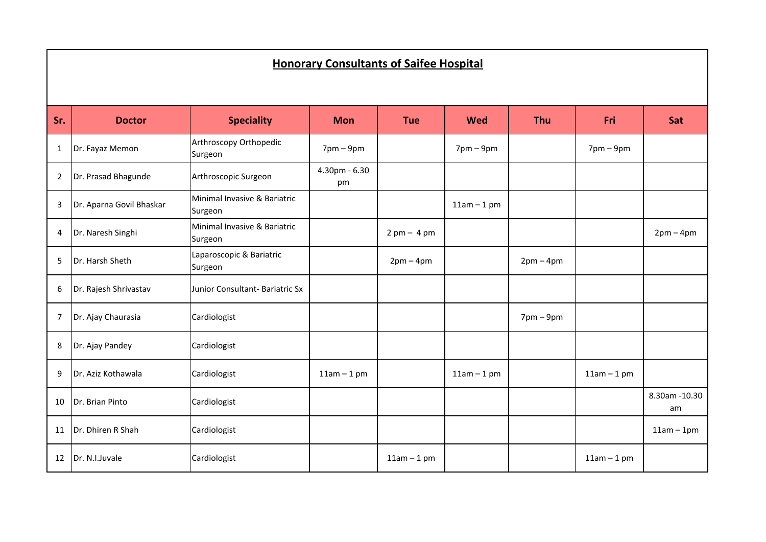## Honorary Consultants of Saifee Hospital

| Sr. | Doctor | Speciality | Mon | Tue | Wed | Thu | Fri | Sat |
|---|---|---|---|---|---|---|---|---|
| 1 | Dr. Fayaz Memon | Arthroscopy Orthopedic Surgeon | 7pm – 9pm | | 7pm – 9pm | | 7pm – 9pm | |
| 2 | Dr. Prasad Bhagunde | Arthroscopic Surgeon | 4.30pm - 6.30 pm | | | | | |
| 3 | Dr. Aparna Govil Bhaskar | Minimal Invasive & Bariatric Surgeon | | | 11am – 1 pm | | | |
| 4 | Dr. Naresh Singhi | Minimal Invasive & Bariatric Surgeon | | 2 pm – 4 pm | | | | 2pm – 4pm |
| 5 | Dr. Harsh Sheth | Laparoscopic & Bariatric Surgeon | | 2pm – 4pm | | 2pm – 4pm | | |
| 6 | Dr. Rajesh Shrivastav | Junior Consultant- Bariatric Sx | | | | | | |
| 7 | Dr. Ajay Chaurasia | Cardiologist | | | | 7pm – 9pm | | |
| 8 | Dr. Ajay Pandey | Cardiologist | | | | | | |
| 9 | Dr. Aziz Kothawala | Cardiologist | 11am – 1 pm | | 11am – 1 pm | | 11am – 1 pm | |
| 10 | Dr. Brian Pinto | Cardiologist | | | | | | 8.30am -10.30 am |
| 11 | Dr. Dhiren R Shah | Cardiologist | | | | | | 11am – 1pm |
| 12 | Dr. N.I.Juvale | Cardiologist | | 11am – 1 pm | | | 11am – 1 pm | |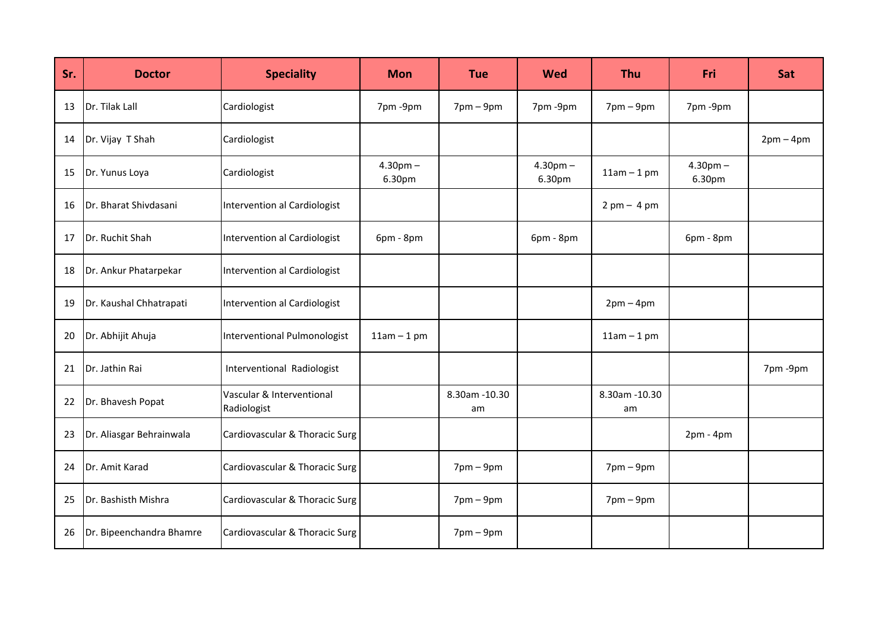| Sr. | Doctor | Speciality | Mon | Tue | Wed | Thu | Fri | Sat |
|---|---|---|---|---|---|---|---|---|
| 13 | Dr. Tilak Lall | Cardiologist | 7pm -9pm | 7pm – 9pm | 7pm -9pm | 7pm – 9pm | 7pm -9pm | |
| 14 | Dr. Vijay T Shah | Cardiologist | | | | | | 2pm – 4pm |
| 15 | Dr. Yunus Loya | Cardiologist | 4.30pm – 6.30pm | | 4.30pm – 6.30pm | 11am – 1 pm | 4.30pm – 6.30pm | |
| 16 | Dr. Bharat Shivdasani | Intervention al Cardiologist | | | | 2 pm – 4 pm | | |
| 17 | Dr. Ruchit Shah | Intervention al Cardiologist | 6pm - 8pm | | 6pm - 8pm | | 6pm - 8pm | |
| 18 | Dr. Ankur Phatarpekar | Intervention al Cardiologist | | | | | | |
| 19 | Dr. Kaushal Chhatrapati | Intervention al Cardiologist | | | | 2pm – 4pm | | |
| 20 | Dr. Abhijit Ahuja | Interventional Pulmonologist | 11am – 1 pm | | | 11am – 1 pm | | |
| 21 | Dr. Jathin Rai | Interventional Radiologist | | | | | | 7pm -9pm |
| 22 | Dr. Bhavesh Popat | Vascular & Interventional Radiologist | | 8.30am -10.30 am | | 8.30am -10.30 am | | |
| 23 | Dr. Aliasgar Behrainwala | Cardiovascular & Thoracic Surg | | | | | 2pm - 4pm | |
| 24 | Dr. Amit Karad | Cardiovascular & Thoracic Surg | | 7pm – 9pm | | 7pm – 9pm | | |
| 25 | Dr. Bashisth Mishra | Cardiovascular & Thoracic Surg | | 7pm – 9pm | | 7pm – 9pm | | |
| 26 | Dr. Bipeenchandra Bhamre | Cardiovascular & Thoracic Surg | | 7pm – 9pm | | | | |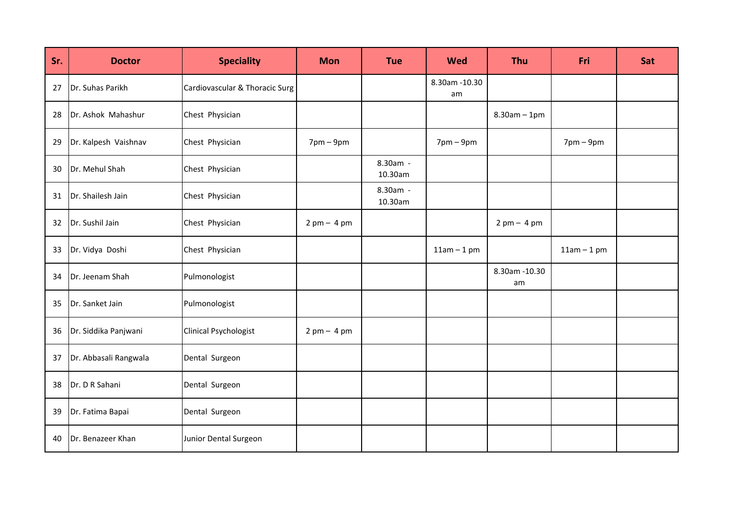| Sr. | Doctor | Speciality | Mon | Tue | Wed | Thu | Fri | Sat |
|---|---|---|---|---|---|---|---|---|
| 27 | Dr. Suhas Parikh | Cardiovascular & Thoracic Surg | | | 8.30am -10.30 am | | | |
| 28 | Dr. Ashok Mahashur | Chest Physician | | | | 8.30am – 1pm | | |
| 29 | Dr. Kalpesh Vaishnav | Chest Physician | 7pm – 9pm | | 7pm – 9pm | | 7pm – 9pm | |
| 30 | Dr. Mehul Shah | Chest Physician | | 8.30am - 10.30am | | | | |
| 31 | Dr. Shailesh Jain | Chest Physician | | 8.30am - 10.30am | | | | |
| 32 | Dr. Sushil Jain | Chest Physician | 2 pm – 4 pm | | | 2 pm – 4 pm | | |
| 33 | Dr. Vidya Doshi | Chest Physician | | | 11am – 1 pm | | 11am – 1 pm | |
| 34 | Dr. Jeenam Shah | Pulmonologist | | | | 8.30am -10.30 am | | |
| 35 | Dr. Sanket Jain | Pulmonologist | | | | | | |
| 36 | Dr. Siddika Panjwani | Clinical Psychologist | 2 pm – 4 pm | | | | | |
| 37 | Dr. Abbasali Rangwala | Dental Surgeon | | | | | | |
| 38 | Dr. D R Sahani | Dental Surgeon | | | | | | |
| 39 | Dr. Fatima Bapai | Dental Surgeon | | | | | | |
| 40 | Dr. Benazeer Khan | Junior Dental Surgeon | | | | | | |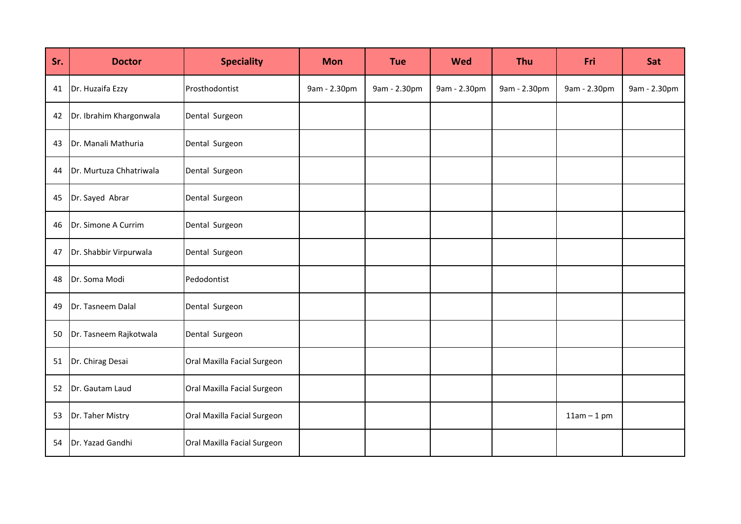| Sr. | Doctor | Speciality | Mon | Tue | Wed | Thu | Fri | Sat |
|---|---|---|---|---|---|---|---|---|
| 41 | Dr. Huzaifa Ezzy | Prosthodontist | 9am - 2.30pm | 9am - 2.30pm | 9am - 2.30pm | 9am - 2.30pm | 9am - 2.30pm | 9am - 2.30pm |
| 42 | Dr. Ibrahim Khargonwala | Dental Surgeon | | | | | | |
| 43 | Dr. Manali Mathuria | Dental Surgeon | | | | | | |
| 44 | Dr. Murtuza Chhatriwala | Dental Surgeon | | | | | | |
| 45 | Dr. Sayed Abrar | Dental Surgeon | | | | | | |
| 46 | Dr. Simone A Currim | Dental Surgeon | | | | | | |
| 47 | Dr. Shabbir Virpurwala | Dental Surgeon | | | | | | |
| 48 | Dr. Soma Modi | Pedodontist | | | | | | |
| 49 | Dr. Tasneem Dalal | Dental Surgeon | | | | | | |
| 50 | Dr. Tasneem Rajkotwala | Dental Surgeon | | | | | | |
| 51 | Dr. Chirag Desai | Oral Maxilla Facial Surgeon | | | | | | |
| 52 | Dr. Gautam Laud | Oral Maxilla Facial Surgeon | | | | | | |
| 53 | Dr. Taher Mistry | Oral Maxilla Facial Surgeon | | | | | 11am – 1 pm | |
| 54 | Dr. Yazad Gandhi | Oral Maxilla Facial Surgeon | | | | | | |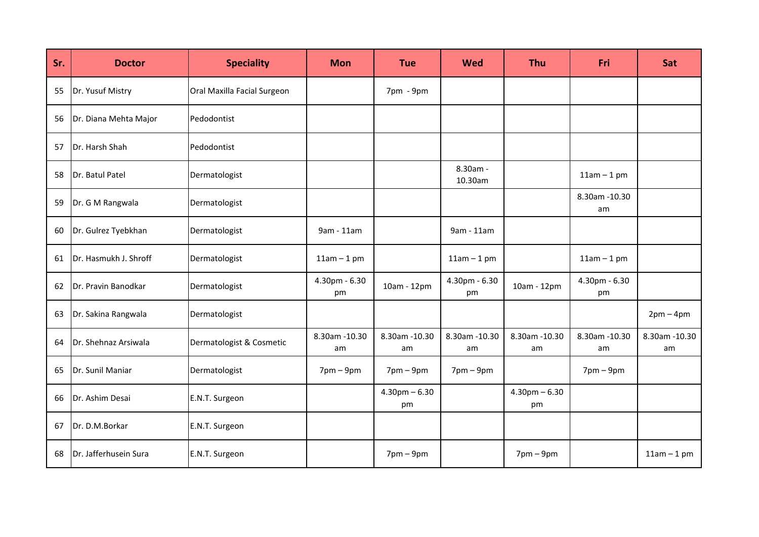| Sr. | Doctor | Speciality | Mon | Tue | Wed | Thu | Fri | Sat |
|---|---|---|---|---|---|---|---|---|
| 55 | Dr. Yusuf Mistry | Oral Maxilla Facial Surgeon | | 7pm - 9pm | | | | |
| 56 | Dr. Diana Mehta Major | Pedodontist | | | | | | |
| 57 | Dr. Harsh Shah | Pedodontist | | | | | | |
| 58 | Dr. Batul Patel | Dermatologist | | | 8.30am - 10.30am | | 11am – 1 pm | |
| 59 | Dr. G M Rangwala | Dermatologist | | | | | 8.30am -10.30 am | |
| 60 | Dr. Gulrez Tyebkhan | Dermatologist | 9am - 11am | | 9am - 11am | | | |
| 61 | Dr. Hasmukh J. Shroff | Dermatologist | 11am – 1 pm | | 11am – 1 pm | | 11am – 1 pm | |
| 62 | Dr. Pravin Banodkar | Dermatologist | 4.30pm - 6.30 pm | 10am - 12pm | 4.30pm - 6.30 pm | 10am - 12pm | 4.30pm - 6.30 pm | |
| 63 | Dr. Sakina Rangwala | Dermatologist | | | | | | 2pm – 4pm |
| 64 | Dr. Shehnaz Arsiwala | Dermatologist & Cosmetic | 8.30am -10.30 am | 8.30am -10.30 am | 8.30am -10.30 am | 8.30am -10.30 am | 8.30am -10.30 am | 8.30am -10.30 am |
| 65 | Dr. Sunil Maniar | Dermatologist | 7pm – 9pm | 7pm – 9pm | 7pm – 9pm | | 7pm – 9pm | |
| 66 | Dr. Ashim Desai | E.N.T. Surgeon | | 4.30pm – 6.30 pm | | 4.30pm – 6.30 pm | | |
| 67 | Dr. D.M.Borkar | E.N.T. Surgeon | | | | | | |
| 68 | Dr. Jafferhusein Sura | E.N.T. Surgeon | | 7pm – 9pm | | 7pm – 9pm | | 11am – 1 pm |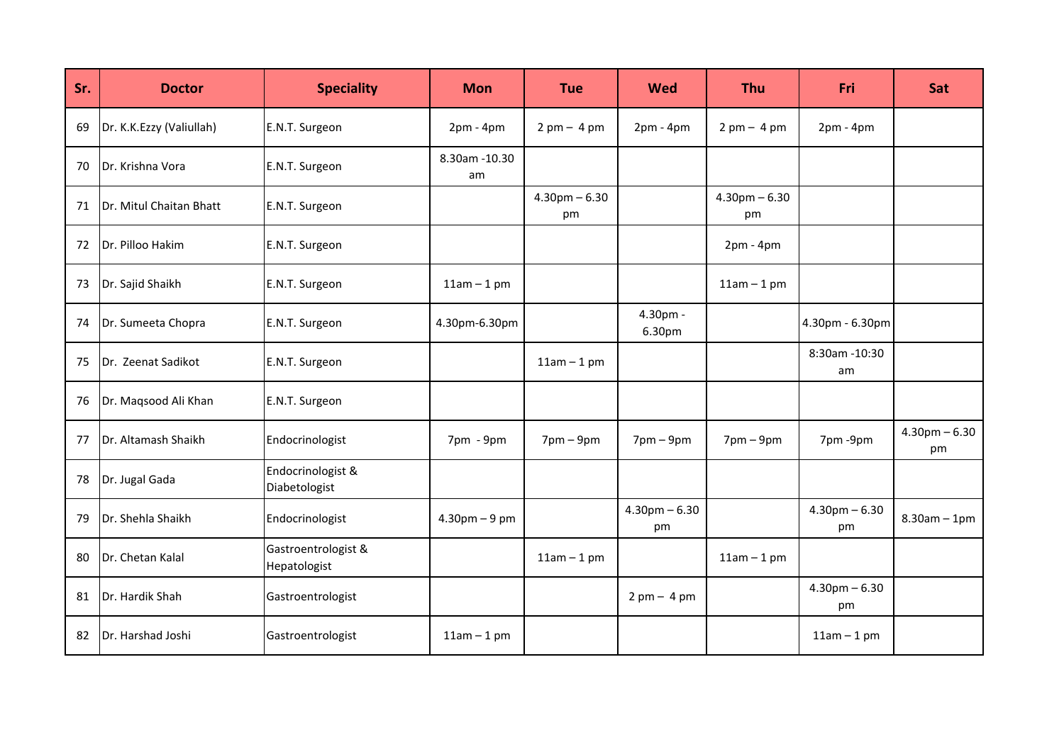| Sr. | Doctor | Speciality | Mon | Tue | Wed | Thu | Fri | Sat |
|---|---|---|---|---|---|---|---|---|
| 69 | Dr. K.K.Ezzy (Valiullah) | E.N.T. Surgeon | 2pm - 4pm | 2 pm – 4 pm | 2pm - 4pm | 2 pm – 4 pm | 2pm - 4pm | |
| 70 | Dr. Krishna Vora | E.N.T. Surgeon | 8.30am -10.30 am | | | | | |
| 71 | Dr. Mitul Chaitan Bhatt | E.N.T. Surgeon | | 4.30pm – 6.30 pm | | 4.30pm – 6.30 pm | | |
| 72 | Dr. Pilloo Hakim | E.N.T. Surgeon | | | | 2pm - 4pm | | |
| 73 | Dr. Sajid Shaikh | E.N.T. Surgeon | 11am – 1 pm | | | 11am – 1 pm | | |
| 74 | Dr. Sumeeta Chopra | E.N.T. Surgeon | 4.30pm-6.30pm | | 4.30pm - 6.30pm | | 4.30pm - 6.30pm | |
| 75 | Dr. Zeenat Sadikot | E.N.T. Surgeon | | 11am – 1 pm | | | 8:30am -10:30 am | |
| 76 | Dr. Maqsood Ali Khan | E.N.T. Surgeon | | | | | | |
| 77 | Dr. Altamash Shaikh | Endocrinologist | 7pm - 9pm | 7pm – 9pm | 7pm – 9pm | 7pm – 9pm | 7pm -9pm | 4.30pm – 6.30 pm |
| 78 | Dr. Jugal Gada | Endocrinologist & Diabetologist | | | | | | |
| 79 | Dr. Shehla Shaikh | Endocrinologist | 4.30pm – 9 pm | | 4.30pm – 6.30 pm | | 4.30pm – 6.30 pm | 8.30am – 1pm |
| 80 | Dr. Chetan Kalal | Gastroentrologist & Hepatologist | | 11am – 1 pm | | 11am – 1 pm | | |
| 81 | Dr. Hardik Shah | Gastroentrologist | | | 2 pm – 4 pm | | 4.30pm – 6.30 pm | |
| 82 | Dr. Harshad Joshi | Gastroentrologist | 11am – 1 pm | | | | 11am – 1 pm | |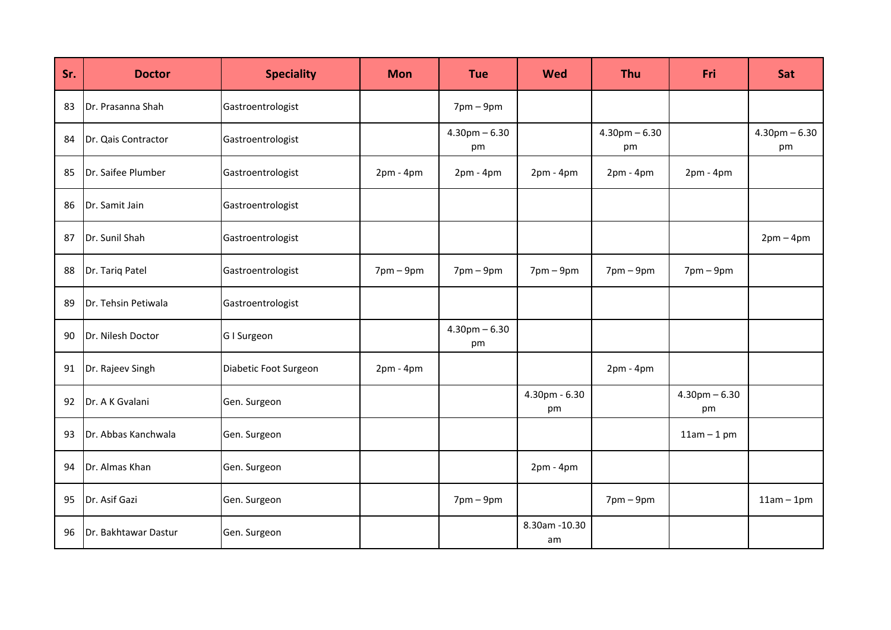| Sr. | Doctor | Speciality | Mon | Tue | Wed | Thu | Fri | Sat |
| --- | --- | --- | --- | --- | --- | --- | --- | --- |
| 83 | Dr. Prasanna Shah | Gastroentrologist | | 7pm – 9pm | | | | |
| 84 | Dr. Qais Contractor | Gastroentrologist | | 4.30pm – 6.30 pm | | 4.30pm – 6.30 pm | | 4.30pm – 6.30 pm |
| 85 | Dr. Saifee Plumber | Gastroentrologist | 2pm - 4pm | 2pm - 4pm | 2pm - 4pm | 2pm - 4pm | 2pm - 4pm | |
| 86 | Dr. Samit Jain | Gastroentrologist | | | | | | |
| 87 | Dr. Sunil Shah | Gastroentrologist | | | | | | 2pm – 4pm |
| 88 | Dr. Tariq Patel | Gastroentrologist | 7pm – 9pm | 7pm – 9pm | 7pm – 9pm | 7pm – 9pm | 7pm – 9pm | |
| 89 | Dr. Tehsin Petiwala | Gastroentrologist | | | | | | |
| 90 | Dr. Nilesh Doctor | G I Surgeon | | 4.30pm – 6.30 pm | | | | |
| 91 | Dr. Rajeev Singh | Diabetic Foot Surgeon | 2pm - 4pm | | | 2pm - 4pm | | |
| 92 | Dr. A K Gvalani | Gen. Surgeon | | | 4.30pm - 6.30 pm | | 4.30pm – 6.30 pm | |
| 93 | Dr. Abbas Kanchwala | Gen. Surgeon | | | | | 11am – 1 pm | |
| 94 | Dr. Almas Khan | Gen. Surgeon | | | 2pm - 4pm | | | |
| 95 | Dr. Asif Gazi | Gen. Surgeon | | 7pm – 9pm | | 7pm – 9pm | | 11am – 1pm |
| 96 | Dr. Bakhtawar Dastur | Gen. Surgeon | | | 8.30am -10.30 am | | | |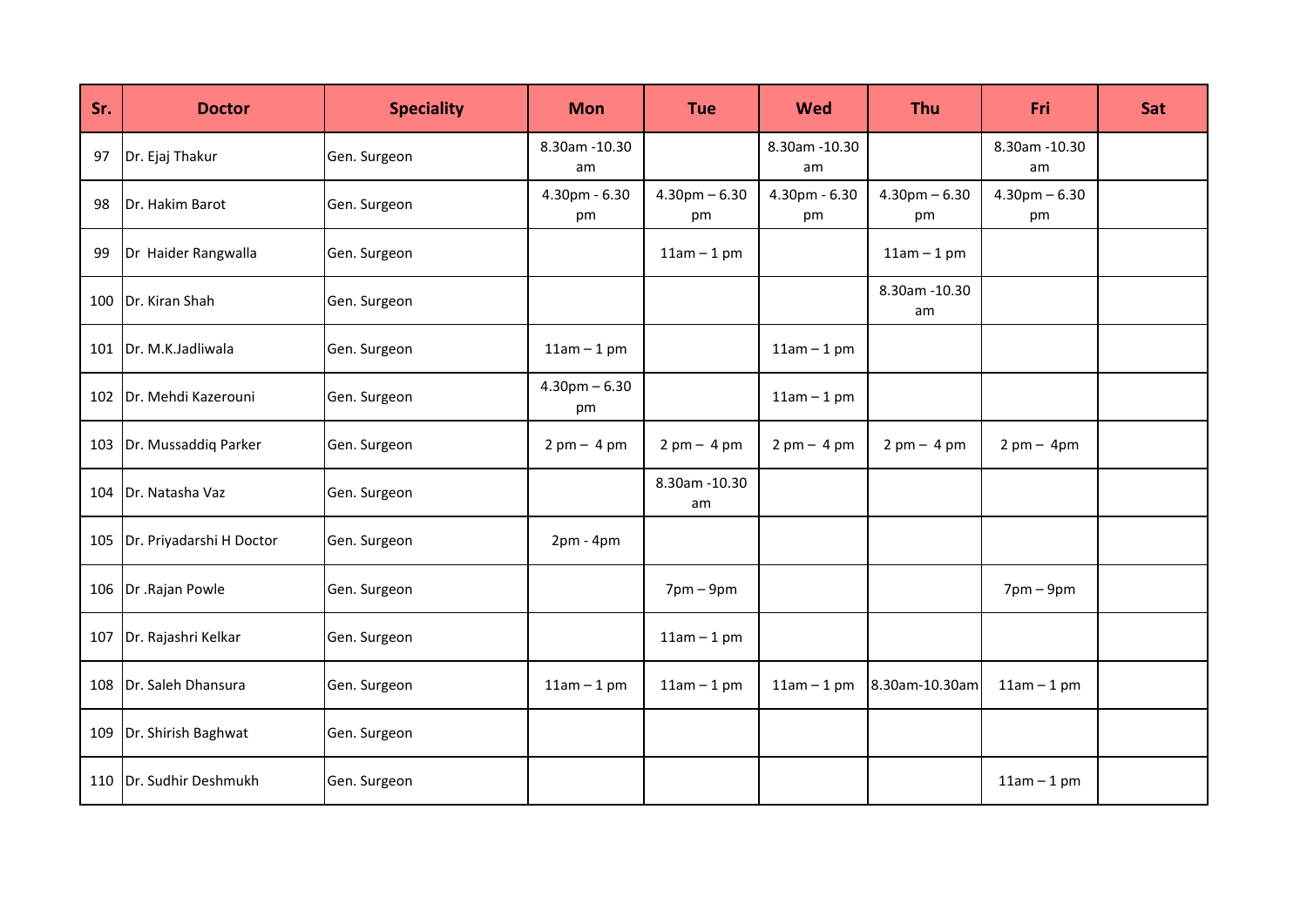| Sr. | Doctor | Speciality | Mon | Tue | Wed | Thu | Fri | Sat |
|---|---|---|---|---|---|---|---|---|
| 97 | Dr. Ejaj Thakur | Gen. Surgeon | 8.30am -10.30 am | | 8.30am -10.30 am | | 8.30am -10.30 am | |
| 98 | Dr. Hakim Barot | Gen. Surgeon | 4.30pm - 6.30 pm | 4.30pm – 6.30 pm | 4.30pm - 6.30 pm | 4.30pm – 6.30 pm | 4.30pm – 6.30 pm | |
| 99 | Dr  Haider Rangwalla | Gen. Surgeon | | 11am – 1 pm | | 11am – 1 pm | | |
| 100 | Dr. Kiran Shah | Gen. Surgeon | | | | 8.30am -10.30 am | | |
| 101 | Dr. M.K.Jadliwala | Gen. Surgeon | 11am – 1 pm | | 11am – 1 pm | | | |
| 102 | Dr. Mehdi Kazerouni | Gen. Surgeon | 4.30pm – 6.30 pm | | 11am – 1 pm | | | |
| 103 | Dr. Mussaddiq Parker | Gen. Surgeon | 2 pm – 4 pm | 2 pm – 4 pm | 2 pm – 4 pm | 2 pm – 4 pm | 2 pm – 4pm | |
| 104 | Dr. Natasha Vaz | Gen. Surgeon | | 8.30am -10.30 am | | | | |
| 105 | Dr. Priyadarshi H Doctor | Gen. Surgeon | 2pm - 4pm | | | | | |
| 106 | Dr .Rajan Powle | Gen. Surgeon | | 7pm – 9pm | | | 7pm – 9pm | |
| 107 | Dr. Rajashri Kelkar | Gen. Surgeon | | 11am – 1 pm | | | | |
| 108 | Dr. Saleh Dhansura | Gen. Surgeon | 11am – 1 pm | 11am – 1 pm | 11am – 1 pm | 8.30am-10.30am | 11am – 1 pm | |
| 109 | Dr. Shirish Baghwat | Gen. Surgeon | | | | | | |
| 110 | Dr. Sudhir Deshmukh | Gen. Surgeon | | | | | 11am – 1 pm | |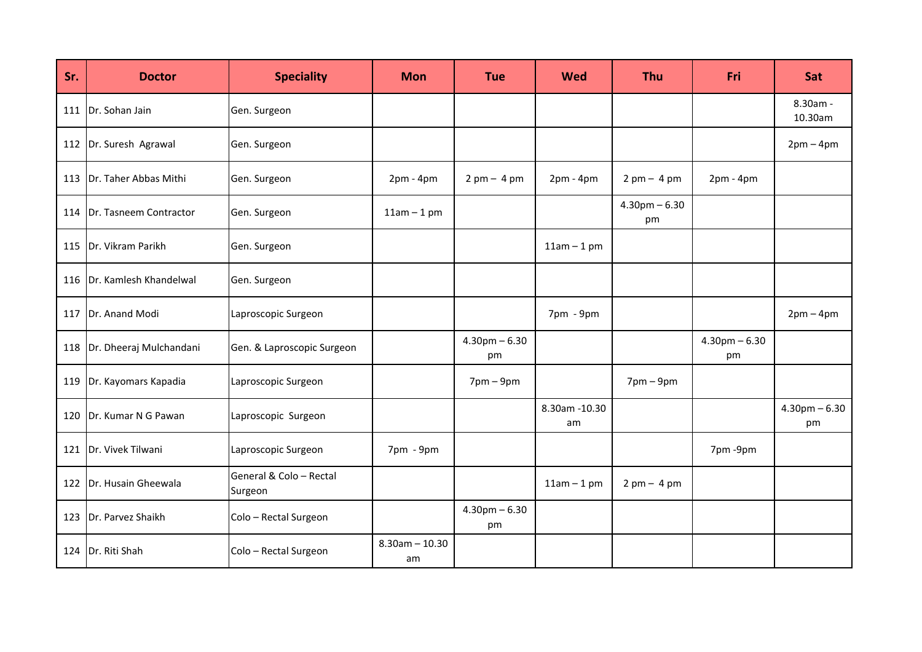| Sr. | Doctor | Speciality | Mon | Tue | Wed | Thu | Fri | Sat |
|---|---|---|---|---|---|---|---|---|
| 111 | Dr. Sohan Jain | Gen. Surgeon | | | | | | 8.30am - 10.30am |
| 112 | Dr. Suresh Agrawal | Gen. Surgeon | | | | | | 2pm – 4pm |
| 113 | Dr. Taher Abbas Mithi | Gen. Surgeon | 2pm - 4pm | 2 pm – 4 pm | 2pm - 4pm | 2 pm – 4 pm | 2pm - 4pm | |
| 114 | Dr. Tasneem Contractor | Gen. Surgeon | 11am – 1 pm | | | 4.30pm – 6.30 pm | | |
| 115 | Dr. Vikram Parikh | Gen. Surgeon | | | 11am – 1 pm | | | |
| 116 | Dr. Kamlesh Khandelwal | Gen. Surgeon | | | | | | |
| 117 | Dr. Anand Modi | Laproscopic Surgeon | | | 7pm - 9pm | | | 2pm – 4pm |
| 118 | Dr. Dheeraj Mulchandani | Gen. & Laproscopic Surgeon | | 4.30pm – 6.30 pm | | | 4.30pm – 6.30 pm | |
| 119 | Dr. Kayomars Kapadia | Laproscopic Surgeon | | 7pm – 9pm | | 7pm – 9pm | | |
| 120 | Dr. Kumar N G Pawan | Laproscopic Surgeon | | | 8.30am -10.30 am | | | 4.30pm – 6.30 pm |
| 121 | Dr. Vivek Tilwani | Laproscopic Surgeon | 7pm - 9pm | | | | 7pm -9pm | |
| 122 | Dr. Husain Gheewala | General & Colo – Rectal Surgeon | | | 11am – 1 pm | 2 pm – 4 pm | | |
| 123 | Dr. Parvez Shaikh | Colo – Rectal Surgeon | | 4.30pm – 6.30 pm | | | | |
| 124 | Dr. Riti Shah | Colo – Rectal Surgeon | 8.30am – 10.30 am | | | | | |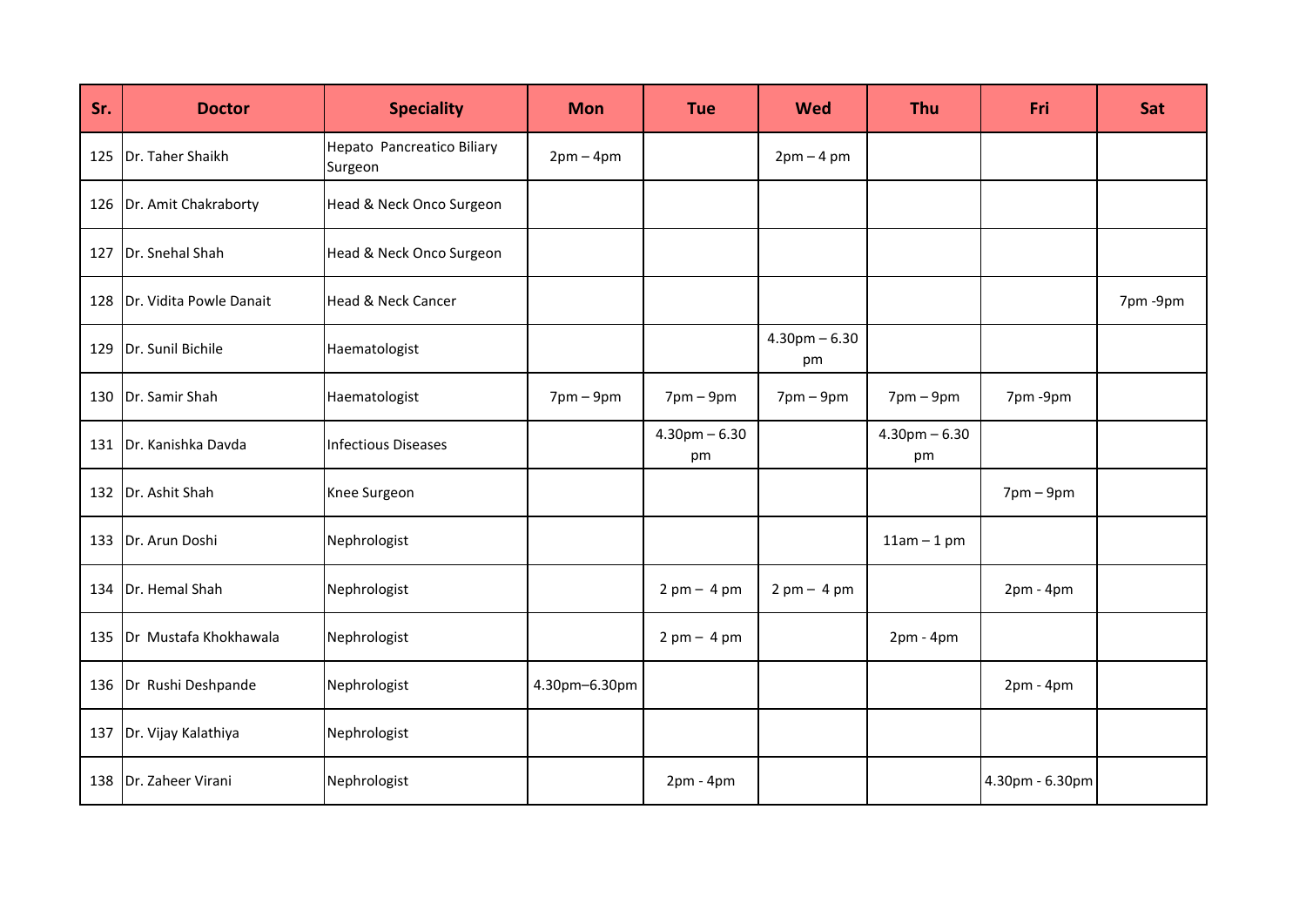| Sr. | Doctor | Speciality | Mon | Tue | Wed | Thu | Fri | Sat |
|---|---|---|---|---|---|---|---|---|
| 125 | Dr. Taher Shaikh | Hepato Pancreatico Biliary Surgeon | 2pm – 4pm | | 2pm – 4 pm | | | |
| 126 | Dr. Amit Chakraborty | Head & Neck Onco Surgeon | | | | | | |
| 127 | Dr. Snehal Shah | Head & Neck Onco Surgeon | | | | | | |
| 128 | Dr. Vidita Powle Danait | Head & Neck Cancer | | | | | | 7pm -9pm |
| 129 | Dr. Sunil Bichile | Haematologist | | | 4.30pm – 6.30 pm | | | |
| 130 | Dr. Samir Shah | Haematologist | 7pm – 9pm | 7pm – 9pm | 7pm – 9pm | 7pm – 9pm | 7pm -9pm | |
| 131 | Dr. Kanishka Davda | Infectious Diseases | | 4.30pm – 6.30 pm | | 4.30pm – 6.30 pm | | |
| 132 | Dr. Ashit Shah | Knee Surgeon | | | | | 7pm – 9pm | |
| 133 | Dr. Arun Doshi | Nephrologist | | | | 11am – 1 pm | | |
| 134 | Dr. Hemal Shah | Nephrologist | | 2 pm – 4 pm | 2 pm – 4 pm | | 2pm - 4pm | |
| 135 | Dr Mustafa Khokhawala | Nephrologist | | 2 pm – 4 pm | | 2pm - 4pm | | |
| 136 | Dr Rushi Deshpande | Nephrologist | 4.30pm–6.30pm | | | | 2pm - 4pm | |
| 137 | Dr. Vijay Kalathiya | Nephrologist | | | | | | |
| 138 | Dr. Zaheer Virani | Nephrologist | | 2pm - 4pm | | | 4.30pm - 6.30pm | |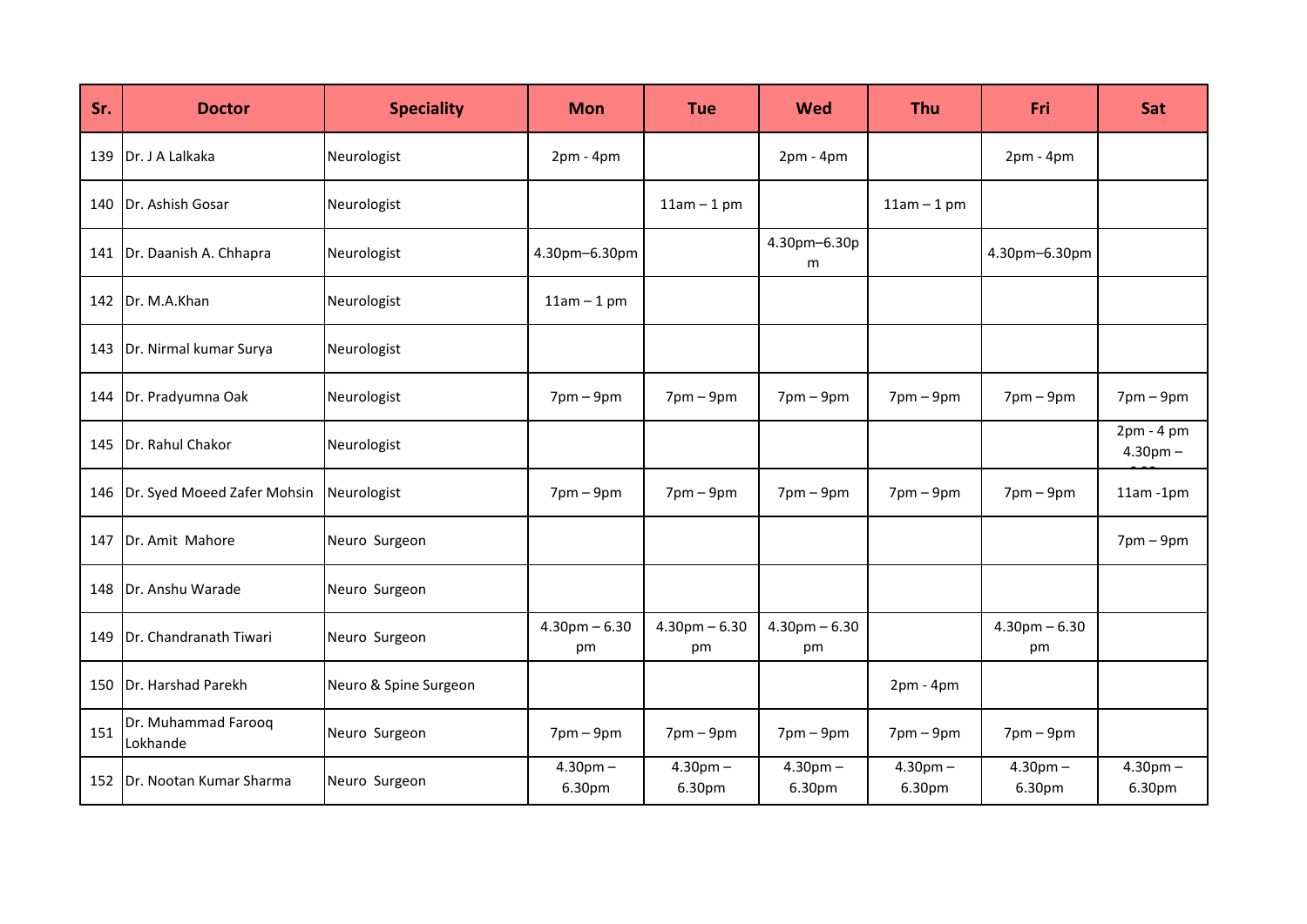| Sr. | Doctor | Speciality | Mon | Tue | Wed | Thu | Fri | Sat |
|---|---|---|---|---|---|---|---|---|
| 139 | Dr. J A Lalkaka | Neurologist | 2pm - 4pm | | 2pm - 4pm | | 2pm - 4pm | |
| 140 | Dr. Ashish Gosar | Neurologist | | 11am – 1 pm | | 11am – 1 pm | | |
| 141 | Dr. Daanish A. Chhapra | Neurologist | 4.30pm–6.30pm | | 4.30pm–6.30pm | | 4.30pm–6.30pm | |
| 142 | Dr. M.A.Khan | Neurologist | 11am – 1 pm | | | | | |
| 143 | Dr. Nirmal kumar Surya | Neurologist | | | | | | |
| 144 | Dr. Pradyumna Oak | Neurologist | 7pm – 9pm | 7pm – 9pm | 7pm – 9pm | 7pm – 9pm | 7pm – 9pm | 7pm – 9pm |
| 145 | Dr. Rahul Chakor | Neurologist | | | | | | 2pm - 4 pm 4.30pm – |
| 146 | Dr. Syed Moeed Zafer Mohsin | Neurologist | 7pm – 9pm | 7pm – 9pm | 7pm – 9pm | 7pm – 9pm | 7pm – 9pm | 11am -1pm |
| 147 | Dr. Amit Mahore | Neuro Surgeon | | | | | | 7pm – 9pm |
| 148 | Dr. Anshu Warade | Neuro Surgeon | | | | | | |
| 149 | Dr. Chandranath Tiwari | Neuro Surgeon | 4.30pm – 6.30 pm | 4.30pm – 6.30 pm | 4.30pm – 6.30 pm | | 4.30pm – 6.30 pm | |
| 150 | Dr. Harshad Parekh | Neuro & Spine Surgeon | | | | 2pm - 4pm | | |
| 151 | Dr. Muhammad Farooq Lokhande | Neuro Surgeon | 7pm – 9pm | 7pm – 9pm | 7pm – 9pm | 7pm – 9pm | 7pm – 9pm | |
| 152 | Dr. Nootan Kumar Sharma | Neuro Surgeon | 4.30pm – 6.30pm | 4.30pm – 6.30pm | 4.30pm – 6.30pm | 4.30pm – 6.30pm | 4.30pm – 6.30pm | 4.30pm – 6.30pm |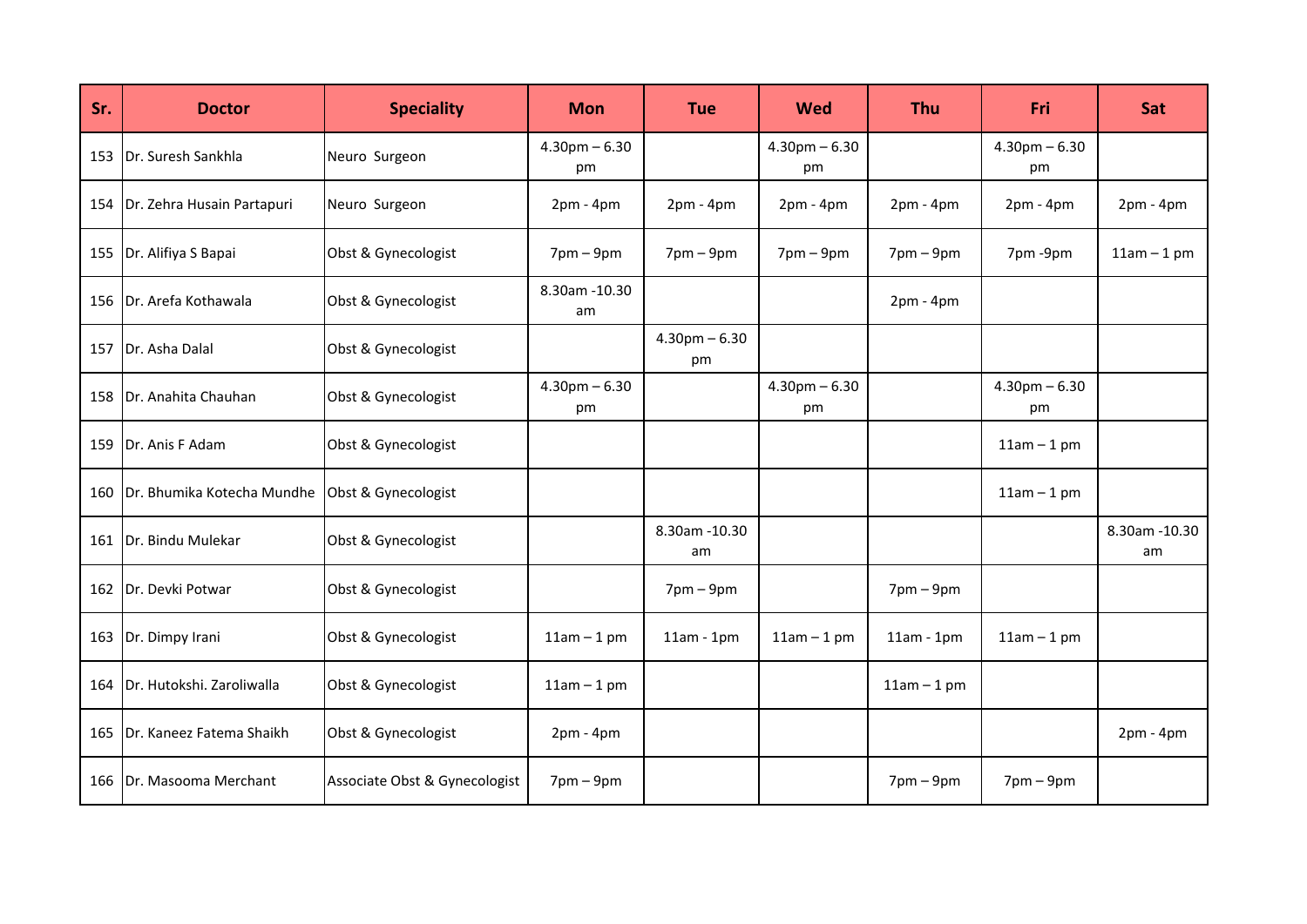| Sr. | Doctor | Speciality | Mon | Tue | Wed | Thu | Fri | Sat |
|---|---|---|---|---|---|---|---|---|
| 153 | Dr. Suresh Sankhla | Neuro Surgeon | 4.30pm – 6.30 pm | | 4.30pm – 6.30 pm | | 4.30pm – 6.30 pm | |
| 154 | Dr. Zehra Husain Partapuri | Neuro Surgeon | 2pm - 4pm | 2pm - 4pm | 2pm - 4pm | 2pm - 4pm | 2pm - 4pm | 2pm - 4pm |
| 155 | Dr. Alifiya S Bapai | Obst & Gynecologist | 7pm – 9pm | 7pm – 9pm | 7pm – 9pm | 7pm – 9pm | 7pm -9pm | 11am – 1 pm |
| 156 | Dr. Arefa Kothawala | Obst & Gynecologist | 8.30am -10.30 am | | | 2pm - 4pm | | |
| 157 | Dr. Asha Dalal | Obst & Gynecologist | | 4.30pm – 6.30 pm | | | | |
| 158 | Dr. Anahita Chauhan | Obst & Gynecologist | 4.30pm – 6.30 pm | | 4.30pm – 6.30 pm | | 4.30pm – 6.30 pm | |
| 159 | Dr. Anis F Adam | Obst & Gynecologist | | | | | 11am – 1 pm | |
| 160 | Dr. Bhumika Kotecha Mundhe | Obst & Gynecologist | | | | | 11am – 1 pm | |
| 161 | Dr. Bindu Mulekar | Obst & Gynecologist | | 8.30am -10.30 am | | | | 8.30am -10.30 am |
| 162 | Dr. Devki Potwar | Obst & Gynecologist | | 7pm – 9pm | | 7pm – 9pm | | |
| 163 | Dr. Dimpy Irani | Obst & Gynecologist | 11am – 1 pm | 11am - 1pm | 11am – 1 pm | 11am - 1pm | 11am – 1 pm | |
| 164 | Dr. Hutokshi. Zaroliwalla | Obst & Gynecologist | 11am – 1 pm | | | 11am – 1 pm | | |
| 165 | Dr. Kaneez Fatema Shaikh | Obst & Gynecologist | 2pm - 4pm | | | | | 2pm - 4pm |
| 166 | Dr. Masooma Merchant | Associate Obst & Gynecologist | 7pm – 9pm | | | 7pm – 9pm | 7pm – 9pm | |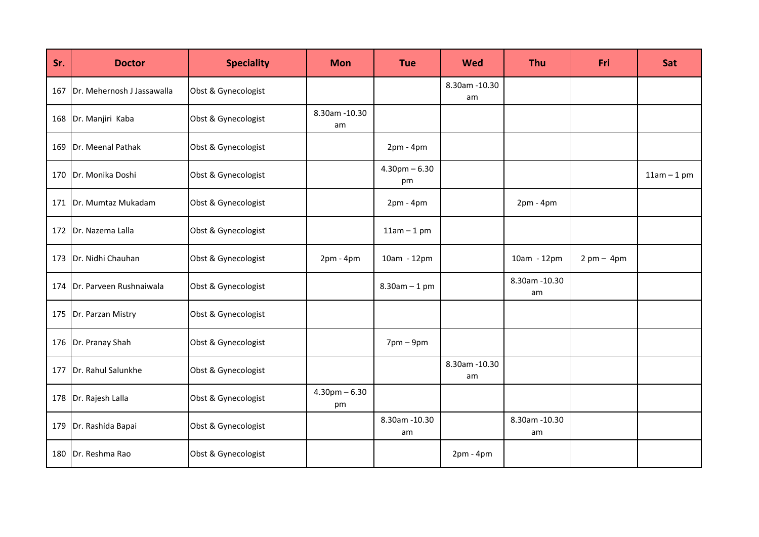| Sr. | Doctor | Speciality | Mon | Tue | Wed | Thu | Fri | Sat |
|---|---|---|---|---|---|---|---|---|
| 167 | Dr. Mehernosh J Jassawalla | Obst & Gynecologist | | | 8.30am -10.30 am | | | |
| 168 | Dr. Manjiri Kaba | Obst & Gynecologist | 8.30am -10.30 am | | | | | |
| 169 | Dr. Meenal Pathak | Obst & Gynecologist | | 2pm - 4pm | | | | |
| 170 | Dr. Monika Doshi | Obst & Gynecologist | | 4.30pm – 6.30 pm | | | | 11am – 1 pm |
| 171 | Dr. Mumtaz Mukadam | Obst & Gynecologist | | 2pm - 4pm | | 2pm - 4pm | | |
| 172 | Dr. Nazema Lalla | Obst & Gynecologist | | 11am – 1 pm | | | | |
| 173 | Dr. Nidhi Chauhan | Obst & Gynecologist | 2pm - 4pm | 10am - 12pm | | 10am - 12pm | 2 pm – 4pm | |
| 174 | Dr. Parveen Rushnaiwala | Obst & Gynecologist | | 8.30am – 1 pm | | 8.30am -10.30 am | | |
| 175 | Dr. Parzan Mistry | Obst & Gynecologist | | | | | | |
| 176 | Dr. Pranay Shah | Obst & Gynecologist | | 7pm – 9pm | | | | |
| 177 | Dr. Rahul Salunkhe | Obst & Gynecologist | | | 8.30am -10.30 am | | | |
| 178 | Dr. Rajesh Lalla | Obst & Gynecologist | 4.30pm – 6.30 pm | | | | | |
| 179 | Dr. Rashida Bapai | Obst & Gynecologist | | 8.30am -10.30 am | | 8.30am -10.30 am | | |
| 180 | Dr. Reshma Rao | Obst & Gynecologist | | | 2pm - 4pm | | | |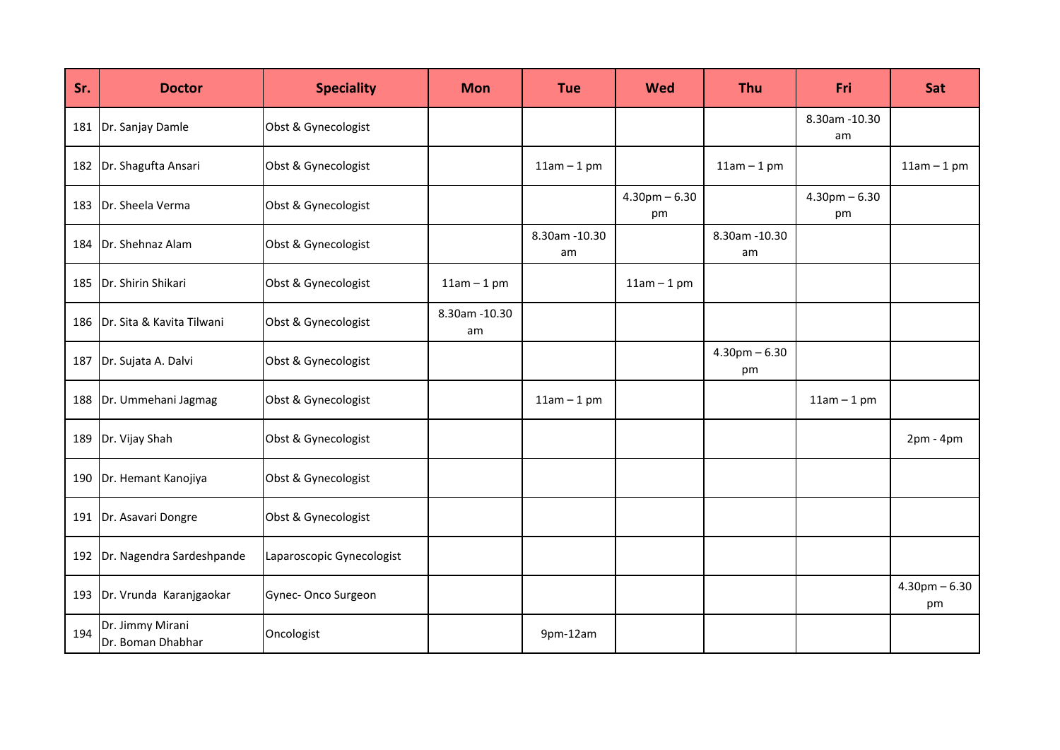| Sr. | Doctor | Speciality | Mon | Tue | Wed | Thu | Fri | Sat |
|---|---|---|---|---|---|---|---|---|
| 181 | Dr. Sanjay Damle | Obst & Gynecologist | | | | | 8.30am -10.30 am | |
| 182 | Dr. Shagufta Ansari | Obst & Gynecologist | | 11am – 1 pm | | 11am – 1 pm | | 11am – 1 pm |
| 183 | Dr. Sheela Verma | Obst & Gynecologist | | | 4.30pm – 6.30 pm | | 4.30pm – 6.30 pm | |
| 184 | Dr. Shehnaz Alam | Obst & Gynecologist | | 8.30am -10.30 am | | 8.30am -10.30 am | | |
| 185 | Dr. Shirin Shikari | Obst & Gynecologist | 11am – 1 pm | | 11am – 1 pm | | | |
| 186 | Dr. Sita & Kavita Tilwani | Obst & Gynecologist | 8.30am -10.30 am | | | | | |
| 187 | Dr. Sujata A. Dalvi | Obst & Gynecologist | | | | 4.30pm – 6.30 pm | | |
| 188 | Dr. Ummehani Jagmag | Obst & Gynecologist | | 11am – 1 pm | | | 11am – 1 pm | |
| 189 | Dr. Vijay Shah | Obst & Gynecologist | | | | | | 2pm - 4pm |
| 190 | Dr. Hemant Kanojiya | Obst & Gynecologist | | | | | | |
| 191 | Dr. Asavari Dongre | Obst & Gynecologist | | | | | | |
| 192 | Dr. Nagendra Sardeshpande | Laparoscopic Gynecologist | | | | | | |
| 193 | Dr. Vrunda Karanjgaokar | Gynec- Onco Surgeon | | | | | | 4.30pm – 6.30 pm |
| 194 | Dr. Jimmy Mirani<br>Dr. Boman Dhabhar | Oncologist | | 9pm-12am | | | | |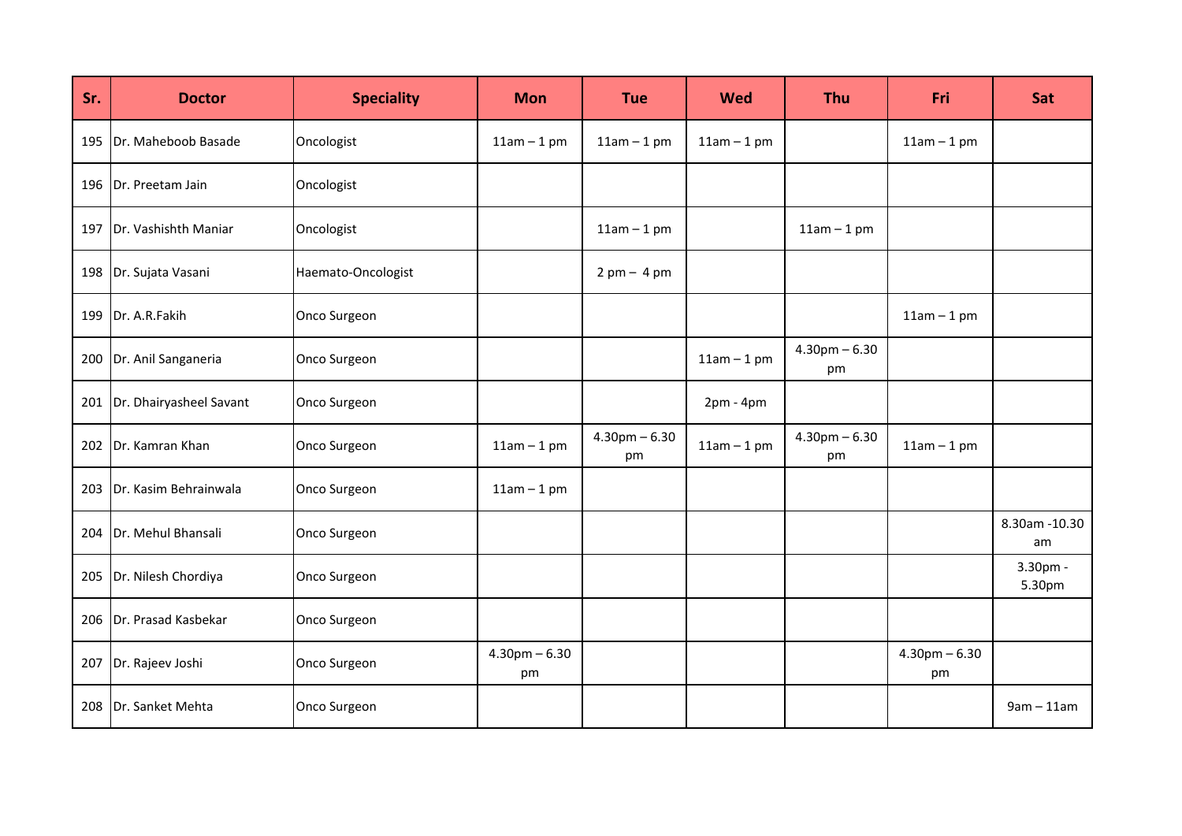| Sr. | Doctor | Speciality | Mon | Tue | Wed | Thu | Fri | Sat |
|---|---|---|---|---|---|---|---|---|
| 195 | Dr. Maheboob Basade | Oncologist | 11am – 1 pm | 11am – 1 pm | 11am – 1 pm | | 11am – 1 pm | |
| 196 | Dr. Preetam Jain | Oncologist | | | | | | |
| 197 | Dr. Vashishth Maniar | Oncologist | | 11am – 1 pm | | 11am – 1 pm | | |
| 198 | Dr. Sujata Vasani | Haemato-Oncologist | | 2 pm – 4 pm | | | | |
| 199 | Dr. A.R.Fakih | Onco Surgeon | | | | | 11am – 1 pm | |
| 200 | Dr. Anil Sanganeria | Onco Surgeon | | | 11am – 1 pm | 4.30pm – 6.30 pm | | |
| 201 | Dr. Dhairyasheel Savant | Onco Surgeon | | | 2pm - 4pm | | | |
| 202 | Dr. Kamran Khan | Onco Surgeon | 11am – 1 pm | 4.30pm – 6.30 pm | 11am – 1 pm | 4.30pm – 6.30 pm | 11am – 1 pm | |
| 203 | Dr. Kasim Behrainwala | Onco Surgeon | 11am – 1 pm | | | | | |
| 204 | Dr. Mehul Bhansali | Onco Surgeon | | | | | | 8.30am -10.30 am |
| 205 | Dr. Nilesh Chordiya | Onco Surgeon | | | | | | 3.30pm - 5.30pm |
| 206 | Dr. Prasad Kasbekar | Onco Surgeon | | | | | | |
| 207 | Dr. Rajeev Joshi | Onco Surgeon | 4.30pm – 6.30 pm | | | | 4.30pm – 6.30 pm | |
| 208 | Dr. Sanket Mehta | Onco Surgeon | | | | | | 9am – 11am |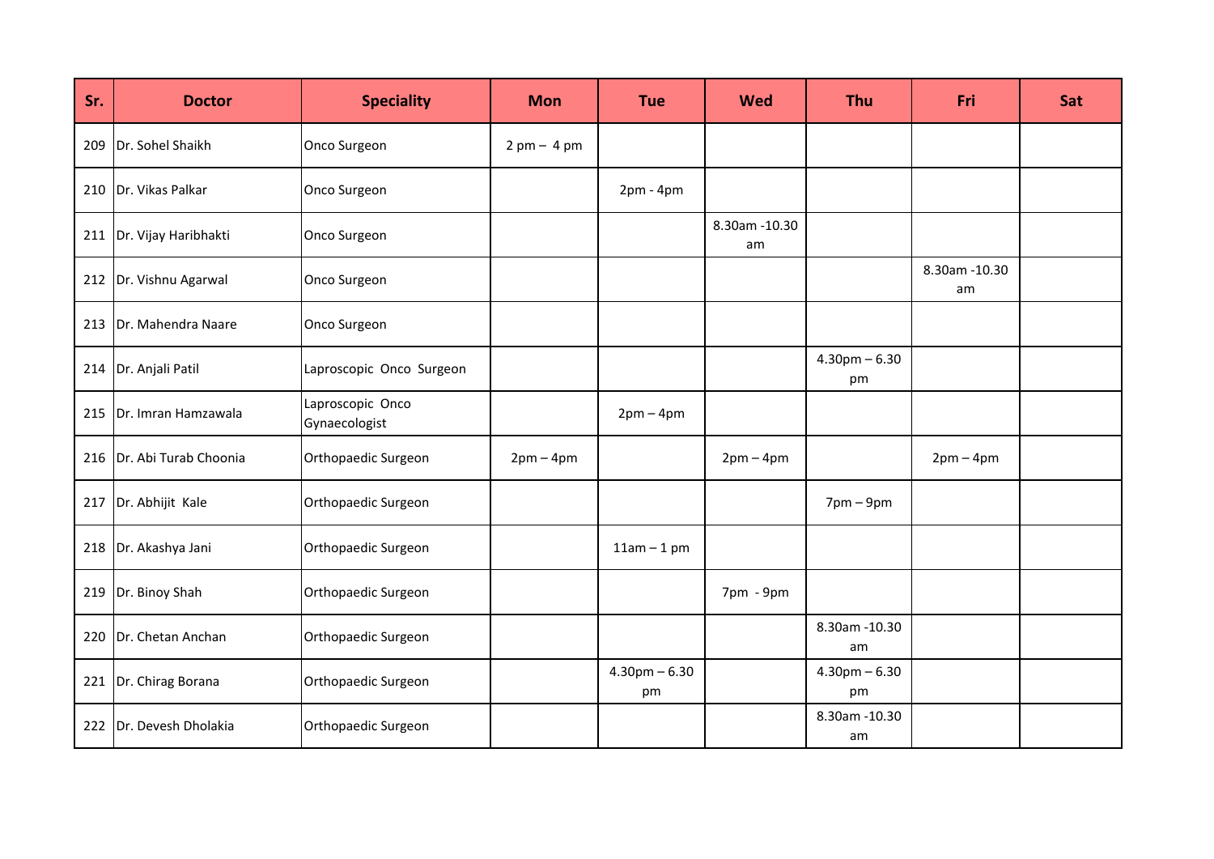| Sr. | Doctor | Speciality | Mon | Tue | Wed | Thu | Fri | Sat |
|---|---|---|---|---|---|---|---|---|
| 209 | Dr. Sohel Shaikh | Onco Surgeon | 2 pm – 4 pm | | | | | |
| 210 | Dr. Vikas Palkar | Onco Surgeon | | 2pm - 4pm | | | | |
| 211 | Dr. Vijay Haribhakti | Onco Surgeon | | | 8.30am -10.30 am | | | |
| 212 | Dr. Vishnu Agarwal | Onco Surgeon | | | | | 8.30am -10.30 am | |
| 213 | Dr. Mahendra Naare | Onco Surgeon | | | | | | |
| 214 | Dr. Anjali Patil | Laproscopic Onco Surgeon | | | | 4.30pm – 6.30 pm | | |
| 215 | Dr. Imran Hamzawala | Laproscopic Onco Gynaecologist | | 2pm – 4pm | | | | |
| 216 | Dr. Abi Turab Choonia | Orthopaedic Surgeon | 2pm – 4pm | | 2pm – 4pm | | 2pm – 4pm | |
| 217 | Dr. Abhijit Kale | Orthopaedic Surgeon | | | | 7pm – 9pm | | |
| 218 | Dr. Akashya Jani | Orthopaedic Surgeon | | 11am – 1 pm | | | | |
| 219 | Dr. Binoy Shah | Orthopaedic Surgeon | | | 7pm - 9pm | | | |
| 220 | Dr. Chetan Anchan | Orthopaedic Surgeon | | | | 8.30am -10.30 am | | |
| 221 | Dr. Chirag Borana | Orthopaedic Surgeon | | 4.30pm – 6.30 pm | | 4.30pm – 6.30 pm | | |
| 222 | Dr. Devesh Dholakia | Orthopaedic Surgeon | | | | 8.30am -10.30 am | | |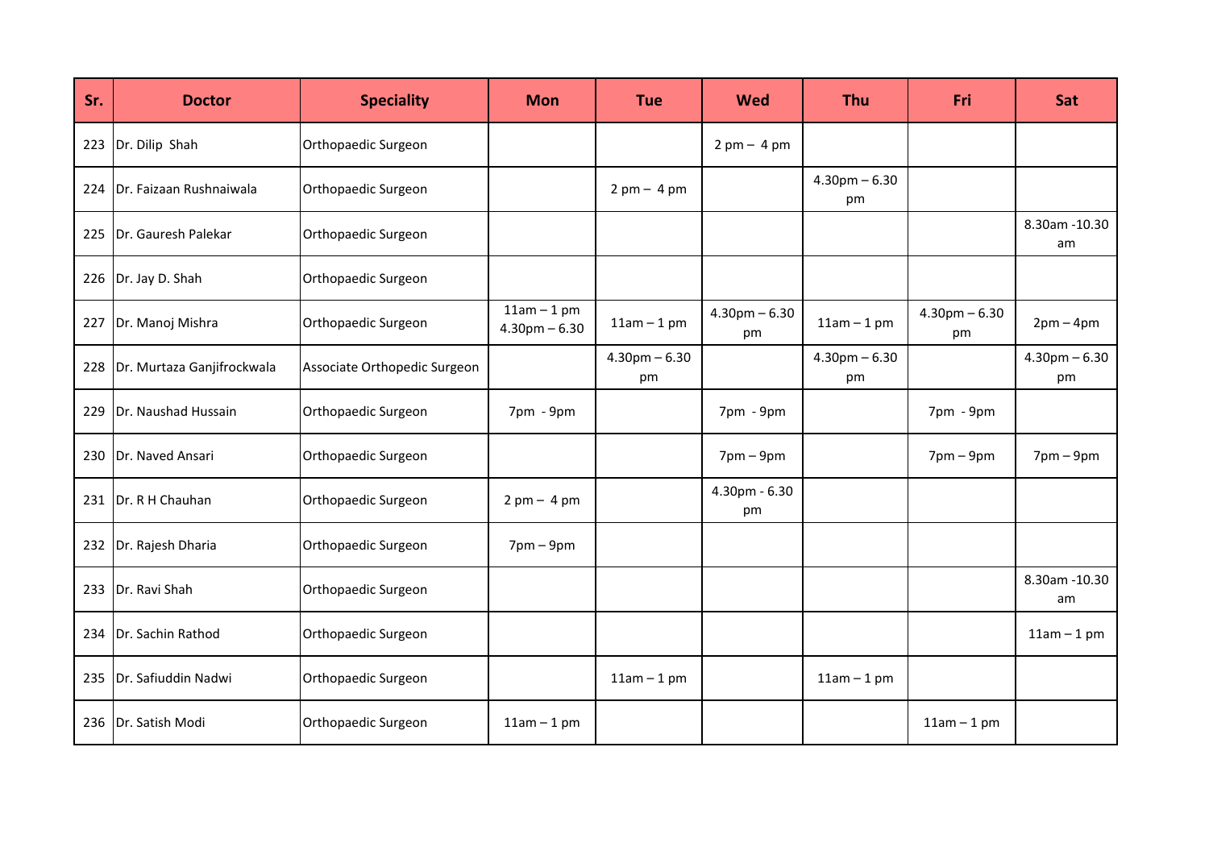| Sr. | Doctor | Speciality | Mon | Tue | Wed | Thu | Fri | Sat |
|---|---|---|---|---|---|---|---|---|
| 223 | Dr. Dilip  Shah | Orthopaedic Surgeon | | | 2 pm – 4 pm | | | |
| 224 | Dr. Faizaan Rushnaiwala | Orthopaedic Surgeon | | 2 pm – 4 pm | | 4.30pm – 6.30 pm | | |
| 225 | Dr. Gauresh Palekar | Orthopaedic Surgeon | | | | | | 8.30am -10.30 am |
| 226 | Dr. Jay D. Shah | Orthopaedic Surgeon | | | | | | |
| 227 | Dr. Manoj Mishra | Orthopaedic Surgeon | 11am – 1 pm 4.30pm – 6.30 | 11am – 1 pm | 4.30pm – 6.30 pm | 11am – 1 pm | 4.30pm – 6.30 pm | 2pm – 4pm |
| 228 | Dr. Murtaza Ganjifrockwala | Associate Orthopedic Surgeon | | 4.30pm – 6.30 pm | | 4.30pm – 6.30 pm | | 4.30pm – 6.30 pm |
| 229 | Dr. Naushad Hussain | Orthopaedic Surgeon | 7pm  - 9pm | | 7pm  - 9pm | | 7pm  - 9pm | |
| 230 | Dr. Naved Ansari | Orthopaedic Surgeon | | | 7pm – 9pm | | 7pm – 9pm | 7pm – 9pm |
| 231 | Dr. R H Chauhan | Orthopaedic Surgeon | 2 pm – 4 pm | | 4.30pm - 6.30 pm | | | |
| 232 | Dr. Rajesh Dharia | Orthopaedic Surgeon | 7pm – 9pm | | | | | |
| 233 | Dr. Ravi Shah | Orthopaedic Surgeon | | | | | | 8.30am -10.30 am |
| 234 | Dr. Sachin Rathod | Orthopaedic Surgeon | | | | | | 11am – 1 pm |
| 235 | Dr. Safiuddin Nadwi | Orthopaedic Surgeon | | 11am – 1 pm | | 11am – 1 pm | | |
| 236 | Dr. Satish Modi | Orthopaedic Surgeon | 11am – 1 pm | | | | 11am – 1 pm | |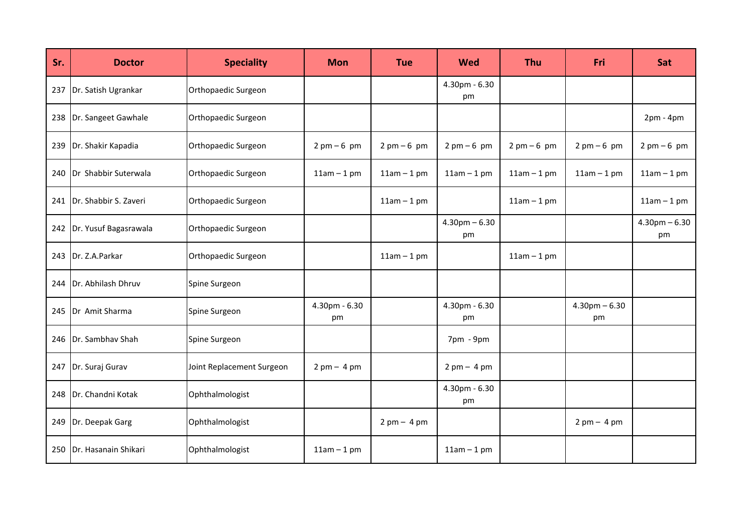| Sr. | Doctor | Speciality | Mon | Tue | Wed | Thu | Fri | Sat |
|---|---|---|---|---|---|---|---|---|
| 237 | Dr. Satish Ugrankar | Orthopaedic Surgeon | | | 4.30pm - 6.30 pm | | | |
| 238 | Dr. Sangeet Gawhale | Orthopaedic Surgeon | | | | | | 2pm - 4pm |
| 239 | Dr. Shakir Kapadia | Orthopaedic Surgeon | 2 pm – 6 pm | 2 pm – 6 pm | 2 pm – 6 pm | 2 pm – 6 pm | 2 pm – 6 pm | 2 pm – 6 pm |
| 240 | Dr Shabbir Suterwala | Orthopaedic Surgeon | 11am – 1 pm | 11am – 1 pm | 11am – 1 pm | 11am – 1 pm | 11am – 1 pm | 11am – 1 pm |
| 241 | Dr. Shabbir S. Zaveri | Orthopaedic Surgeon | | 11am – 1 pm | | 11am – 1 pm | | 11am – 1 pm |
| 242 | Dr. Yusuf Bagasrawala | Orthopaedic Surgeon | | | 4.30pm – 6.30 pm | | | 4.30pm – 6.30 pm |
| 243 | Dr. Z.A.Parkar | Orthopaedic Surgeon | | 11am – 1 pm | | 11am – 1 pm | | |
| 244 | Dr. Abhilash Dhruv | Spine Surgeon | | | | | | |
| 245 | Dr Amit Sharma | Spine Surgeon | 4.30pm - 6.30 pm | | 4.30pm - 6.30 pm | | 4.30pm – 6.30 pm | |
| 246 | Dr. Sambhav Shah | Spine Surgeon | | | 7pm - 9pm | | | |
| 247 | Dr. Suraj Gurav | Joint Replacement Surgeon | 2 pm – 4 pm | | 2 pm – 4 pm | | | |
| 248 | Dr. Chandni Kotak | Ophthalmologist | | | 4.30pm - 6.30 pm | | | |
| 249 | Dr. Deepak Garg | Ophthalmologist | | 2 pm – 4 pm | | | 2 pm – 4 pm | |
| 250 | Dr. Hasanain Shikari | Ophthalmologist | 11am – 1 pm | | 11am – 1 pm | | | |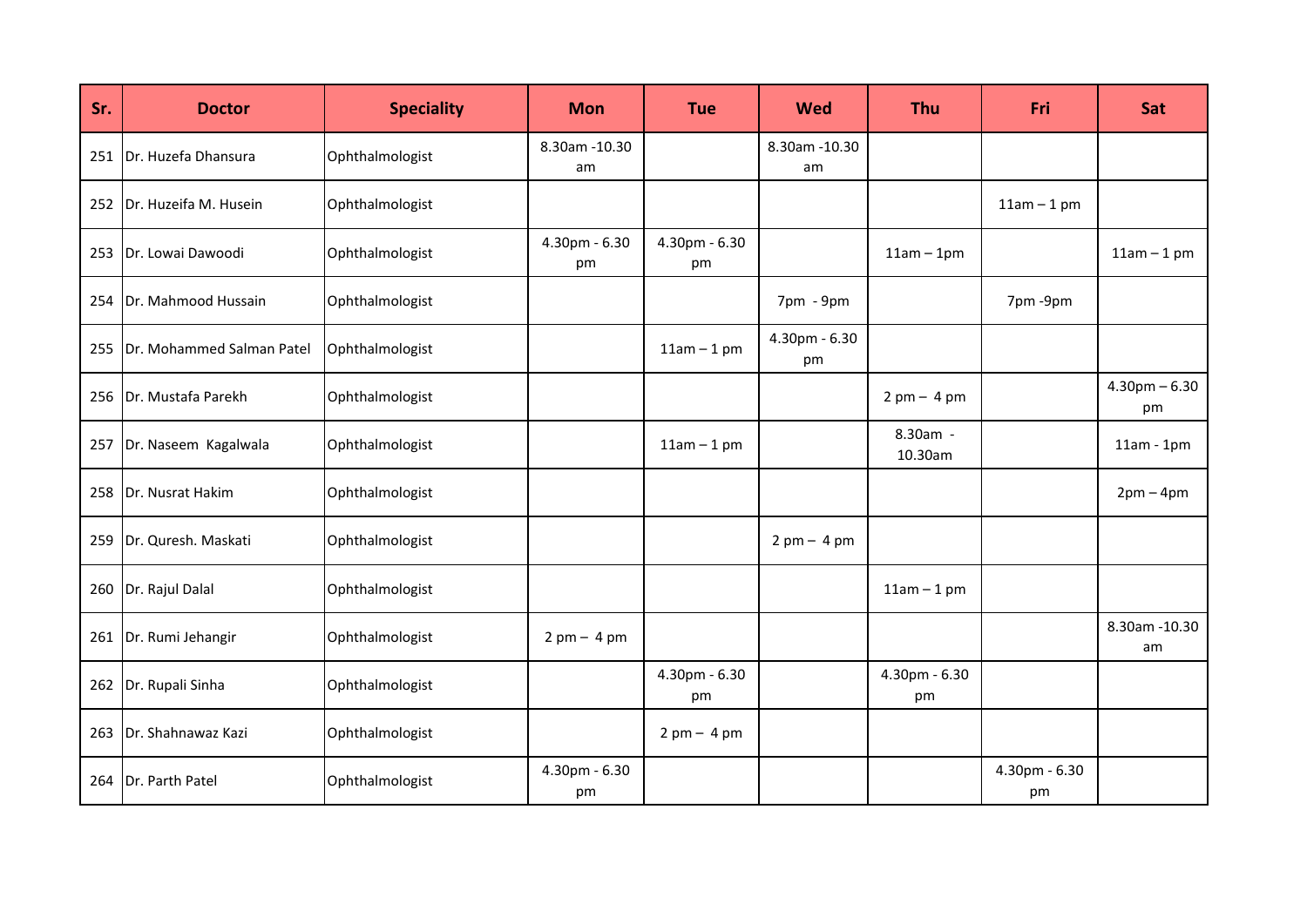| Sr. | Doctor | Speciality | Mon | Tue | Wed | Thu | Fri | Sat |
|---|---|---|---|---|---|---|---|---|
| 251 | Dr. Huzefa Dhansura | Ophthalmologist | 8.30am -10.30 am | | 8.30am -10.30 am | | | |
| 252 | Dr. Huzeifa M. Husein | Ophthalmologist | | | | | 11am – 1 pm | |
| 253 | Dr. Lowai Dawoodi | Ophthalmologist | 4.30pm - 6.30 pm | 4.30pm - 6.30 pm | | 11am – 1pm | | 11am – 1 pm |
| 254 | Dr. Mahmood Hussain | Ophthalmologist | | | 7pm - 9pm | | 7pm -9pm | |
| 255 | Dr. Mohammed Salman Patel | Ophthalmologist | | 11am – 1 pm | 4.30pm - 6.30 pm | | | |
| 256 | Dr. Mustafa Parekh | Ophthalmologist | | | | 2 pm – 4 pm | | 4.30pm – 6.30 pm |
| 257 | Dr. Naseem Kagalwala | Ophthalmologist | | 11am – 1 pm | | 8.30am - 10.30am | | 11am - 1pm |
| 258 | Dr. Nusrat Hakim | Ophthalmologist | | | | | | 2pm – 4pm |
| 259 | Dr. Quresh. Maskati | Ophthalmologist | | | 2 pm – 4 pm | | | |
| 260 | Dr. Rajul Dalal | Ophthalmologist | | | | 11am – 1 pm | | |
| 261 | Dr. Rumi Jehangir | Ophthalmologist | 2 pm – 4 pm | | | | | 8.30am -10.30 am |
| 262 | Dr. Rupali Sinha | Ophthalmologist | | 4.30pm - 6.30 pm | | 4.30pm - 6.30 pm | | |
| 263 | Dr. Shahnawaz Kazi | Ophthalmologist | | 2 pm – 4 pm | | | | |
| 264 | Dr. Parth Patel | Ophthalmologist | 4.30pm - 6.30 pm | | | | 4.30pm - 6.30 pm | |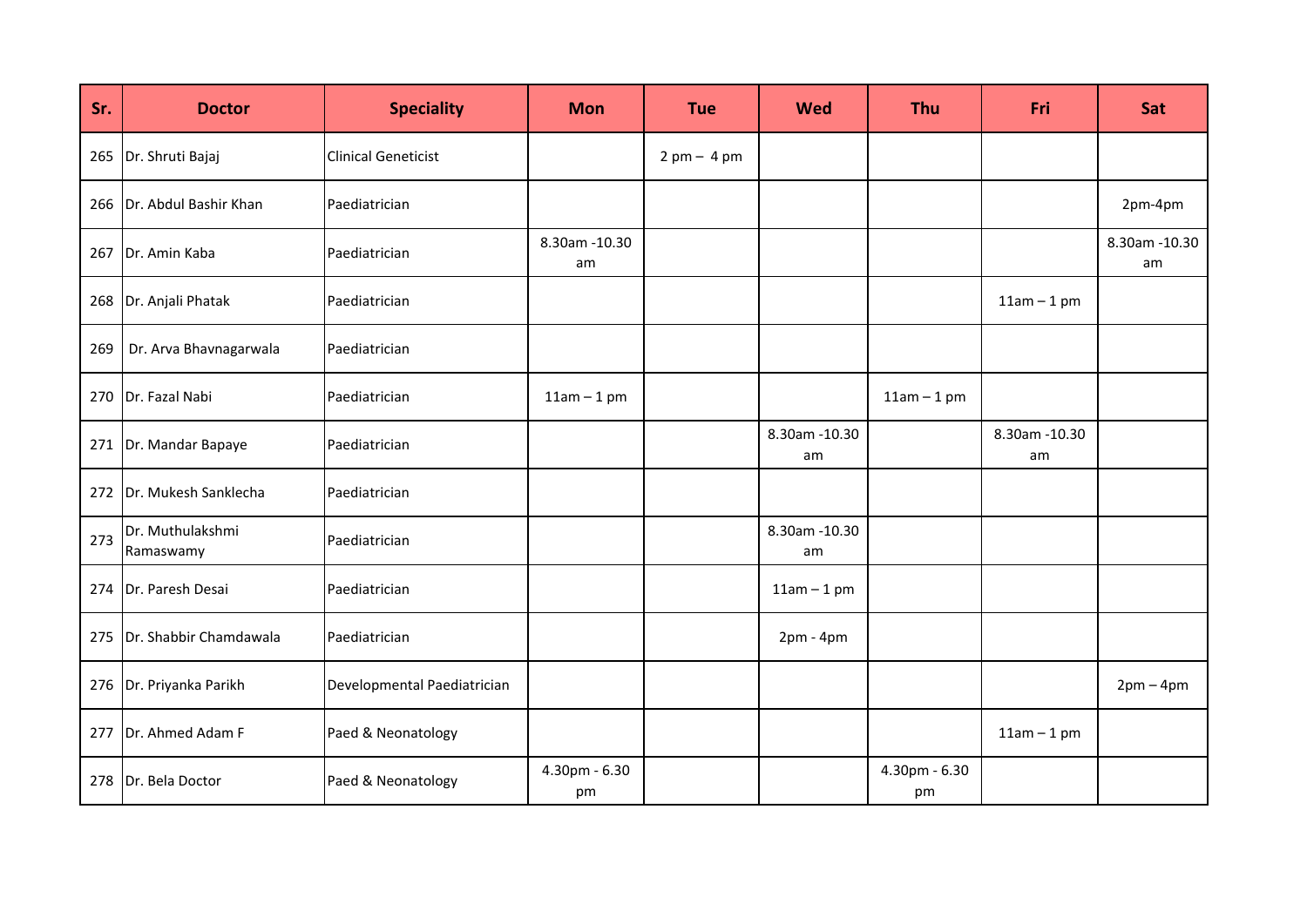| Sr. | Doctor | Speciality | Mon | Tue | Wed | Thu | Fri | Sat |
|---|---|---|---|---|---|---|---|---|
| 265 | Dr. Shruti Bajaj | Clinical Geneticist | | 2 pm – 4 pm | | | | |
| 266 | Dr. Abdul Bashir Khan | Paediatrician | | | | | | 2pm-4pm |
| 267 | Dr. Amin Kaba | Paediatrician | 8.30am -10.30 am | | | | | 8.30am -10.30 am |
| 268 | Dr. Anjali Phatak | Paediatrician | | | | | 11am – 1 pm | |
| 269 | Dr. Arva Bhavnagarwala | Paediatrician | | | | | | |
| 270 | Dr. Fazal Nabi | Paediatrician | 11am – 1 pm | | | 11am – 1 pm | | |
| 271 | Dr. Mandar Bapaye | Paediatrician | | | 8.30am -10.30 am | | 8.30am -10.30 am | |
| 272 | Dr. Mukesh Sanklecha | Paediatrician | | | | | | |
| 273 | Dr. Muthulakshmi Ramaswamy | Paediatrician | | | 8.30am -10.30 am | | | |
| 274 | Dr. Paresh Desai | Paediatrician | | | 11am – 1 pm | | | |
| 275 | Dr. Shabbir Chamdawala | Paediatrician | | | 2pm - 4pm | | | |
| 276 | Dr. Priyanka Parikh | Developmental Paediatrician | | | | | | 2pm – 4pm |
| 277 | Dr. Ahmed Adam F | Paed & Neonatology | | | | | 11am – 1 pm | |
| 278 | Dr. Bela Doctor | Paed & Neonatology | 4.30pm - 6.30 pm | | | 4.30pm - 6.30 pm | | |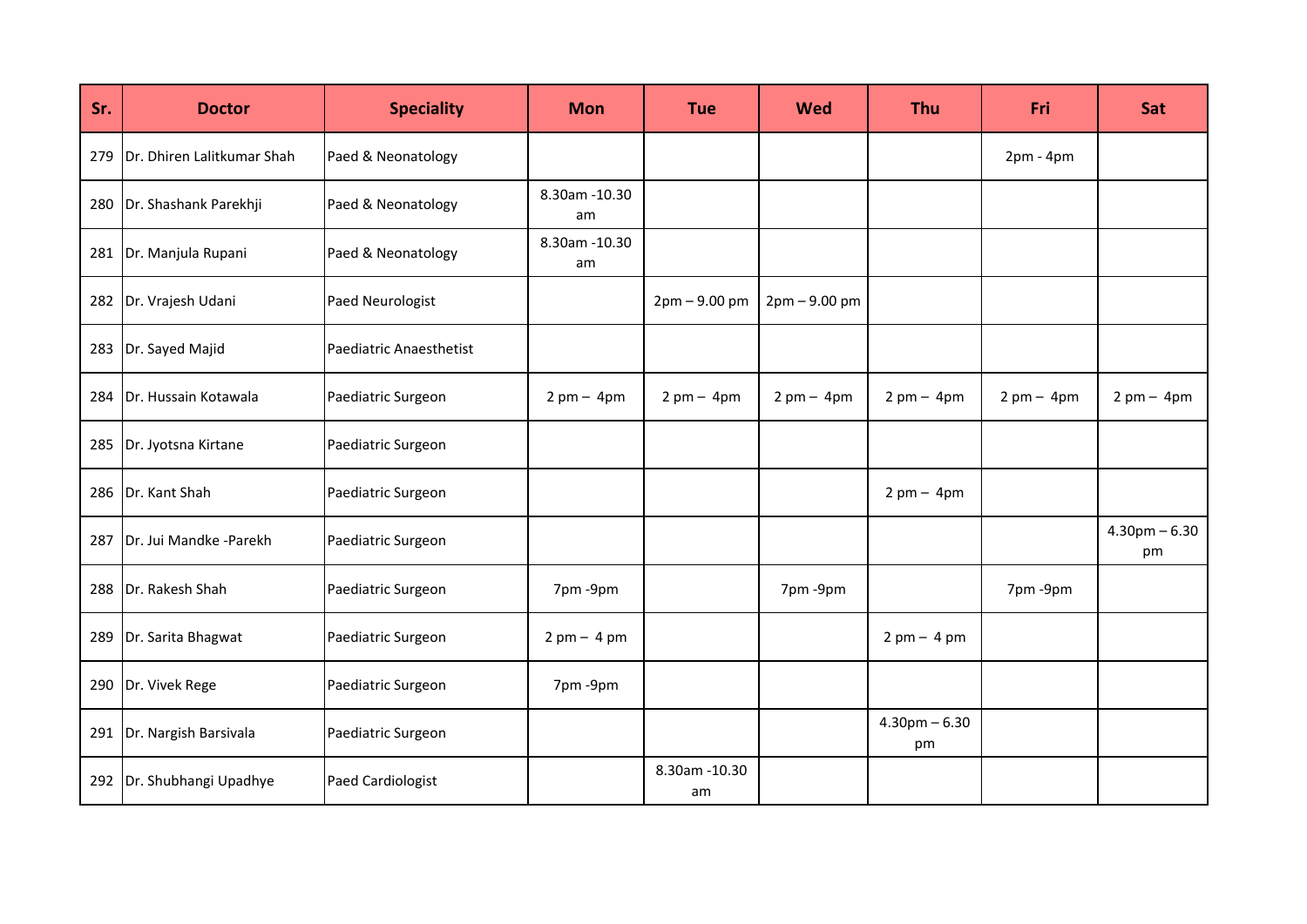| Sr. | Doctor | Speciality | Mon | Tue | Wed | Thu | Fri | Sat |
|---|---|---|---|---|---|---|---|---|
| 279 | Dr. Dhiren Lalitkumar Shah | Paed & Neonatology | | | | | 2pm - 4pm | |
| 280 | Dr. Shashank Parekhji | Paed & Neonatology | 8.30am -10.30 am | | | | | |
| 281 | Dr. Manjula Rupani | Paed & Neonatology | 8.30am -10.30 am | | | | | |
| 282 | Dr. Vrajesh Udani | Paed Neurologist | | 2pm – 9.00 pm | 2pm – 9.00 pm | | | |
| 283 | Dr. Sayed Majid | Paediatric Anaesthetist | | | | | | |
| 284 | Dr. Hussain Kotawala | Paediatric Surgeon | 2 pm – 4pm | 2 pm – 4pm | 2 pm – 4pm | 2 pm – 4pm | 2 pm – 4pm | 2 pm – 4pm |
| 285 | Dr. Jyotsna Kirtane | Paediatric Surgeon | | | | | | |
| 286 | Dr. Kant Shah | Paediatric Surgeon | | | | 2 pm – 4pm | | |
| 287 | Dr. Jui Mandke -Parekh | Paediatric Surgeon | | | | | | 4.30pm – 6.30 pm |
| 288 | Dr. Rakesh Shah | Paediatric Surgeon | 7pm -9pm | | 7pm -9pm | | 7pm -9pm | |
| 289 | Dr. Sarita Bhagwat | Paediatric Surgeon | 2 pm – 4 pm | | | 2 pm – 4 pm | | |
| 290 | Dr. Vivek Rege | Paediatric Surgeon | 7pm -9pm | | | | | |
| 291 | Dr. Nargish Barsivala | Paediatric Surgeon | | | | 4.30pm – 6.30 pm | | |
| 292 | Dr. Shubhangi Upadhye | Paed Cardiologist | | 8.30am -10.30 am | | | | |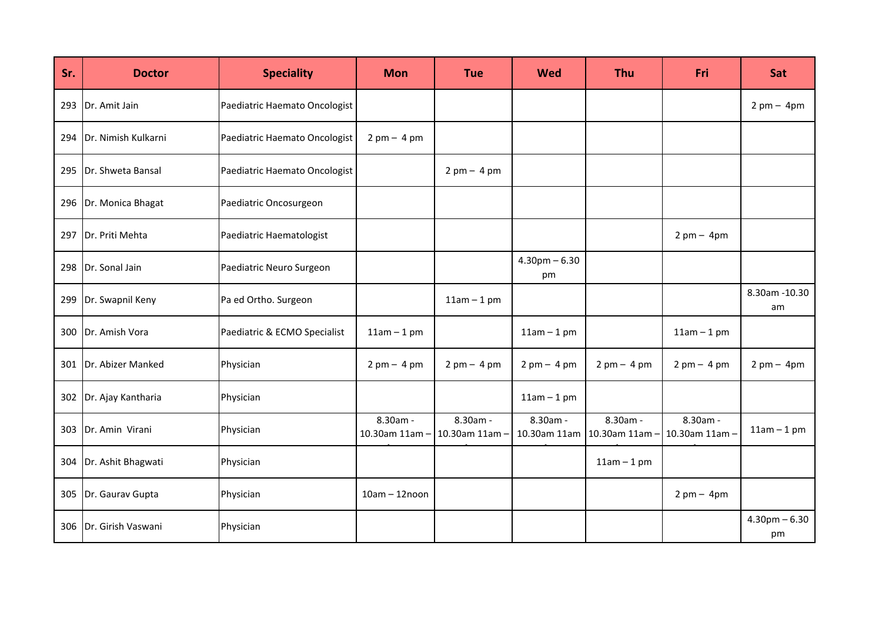| Sr. | Doctor | Speciality | Mon | Tue | Wed | Thu | Fri | Sat |
|---|---|---|---|---|---|---|---|---|
| 293 | Dr. Amit Jain | Paediatric Haemato Oncologist | | | | | | 2 pm – 4pm |
| 294 | Dr. Nimish Kulkarni | Paediatric Haemato Oncologist | 2 pm – 4 pm | | | | | |
| 295 | Dr. Shweta Bansal | Paediatric Haemato Oncologist | | 2 pm – 4 pm | | | | |
| 296 | Dr. Monica Bhagat | Paediatric Oncosurgeon | | | | | | |
| 297 | Dr. Priti Mehta | Paediatric Haematologist | | | | | 2 pm – 4pm | |
| 298 | Dr. Sonal Jain | Paediatric Neuro Surgeon | | | 4.30pm – 6.30 pm | | | |
| 299 | Dr. Swapnil Keny | Pa ed Ortho. Surgeon | | 11am – 1 pm | | | | 8.30am -10.30 am |
| 300 | Dr. Amish Vora | Paediatric & ECMO Specialist | 11am – 1 pm | | 11am – 1 pm | | 11am – 1 pm | |
| 301 | Dr. Abizer Manked | Physician | 2 pm – 4 pm | 2 pm – 4 pm | 2 pm – 4 pm | 2 pm – 4 pm | 2 pm – 4 pm | 2 pm – 4pm |
| 302 | Dr. Ajay Kantharia | Physician | | | 11am – 1 pm | | | |
| 303 | Dr. Amin Virani | Physician | 8.30am - 10.30am 11am – | 8.30am - 10.30am 11am – | 8.30am - 10.30am 11am | 8.30am - 10.30am 11am – | 8.30am - 10.30am 11am – | 11am – 1 pm |
| 304 | Dr. Ashit Bhagwati | Physician | | | | 11am – 1 pm | | |
| 305 | Dr. Gaurav Gupta | Physician | 10am – 12noon | | | | 2 pm – 4pm | |
| 306 | Dr. Girish Vaswani | Physician | | | | | | 4.30pm – 6.30 pm |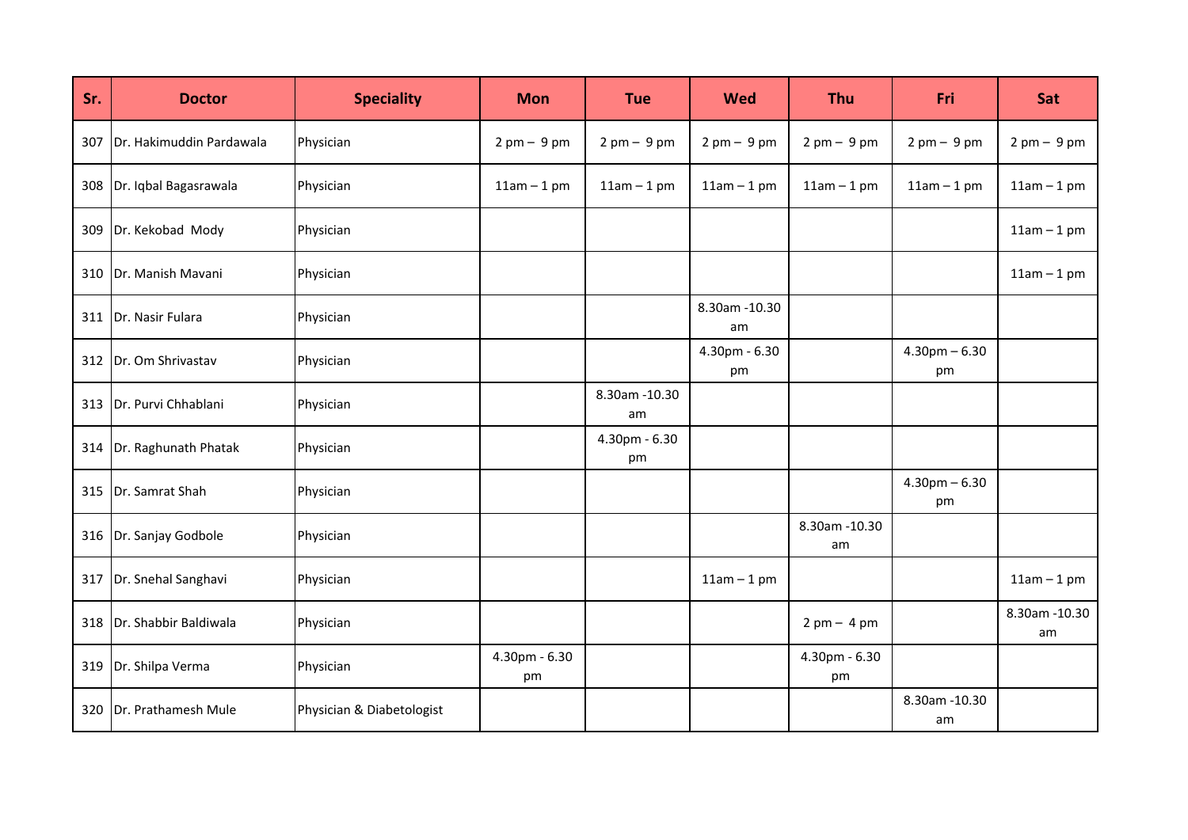| Sr. | Doctor | Speciality | Mon | Tue | Wed | Thu | Fri | Sat |
|---|---|---|---|---|---|---|---|---|
| 307 | Dr. Hakimuddin Pardawala | Physician | 2 pm – 9 pm | 2 pm – 9 pm | 2 pm – 9 pm | 2 pm – 9 pm | 2 pm – 9 pm | 2 pm – 9 pm |
| 308 | Dr. Iqbal Bagasrawala | Physician | 11am – 1 pm | 11am – 1 pm | 11am – 1 pm | 11am – 1 pm | 11am – 1 pm | 11am – 1 pm |
| 309 | Dr. Kekobad Mody | Physician | | | | | | 11am – 1 pm |
| 310 | Dr. Manish Mavani | Physician | | | | | | 11am – 1 pm |
| 311 | Dr. Nasir Fulara | Physician | | | 8.30am -10.30 am | | | |
| 312 | Dr. Om Shrivastav | Physician | | | 4.30pm - 6.30 pm | | 4.30pm – 6.30 pm | |
| 313 | Dr. Purvi Chhablani | Physician | | 8.30am -10.30 am | | | | |
| 314 | Dr. Raghunath Phatak | Physician | | 4.30pm - 6.30 pm | | | | |
| 315 | Dr. Samrat Shah | Physician | | | | | 4.30pm – 6.30 pm | |
| 316 | Dr. Sanjay Godbole | Physician | | | | 8.30am -10.30 am | | |
| 317 | Dr. Snehal Sanghavi | Physician | | | 11am – 1 pm | | | 11am – 1 pm |
| 318 | Dr. Shabbir Baldiwala | Physician | | | | 2 pm – 4 pm | | 8.30am -10.30 am |
| 319 | Dr. Shilpa Verma | Physician | 4.30pm - 6.30 pm | | | 4.30pm - 6.30 pm | | |
| 320 | Dr. Prathamesh Mule | Physician & Diabetologist | | | | | 8.30am -10.30 am | |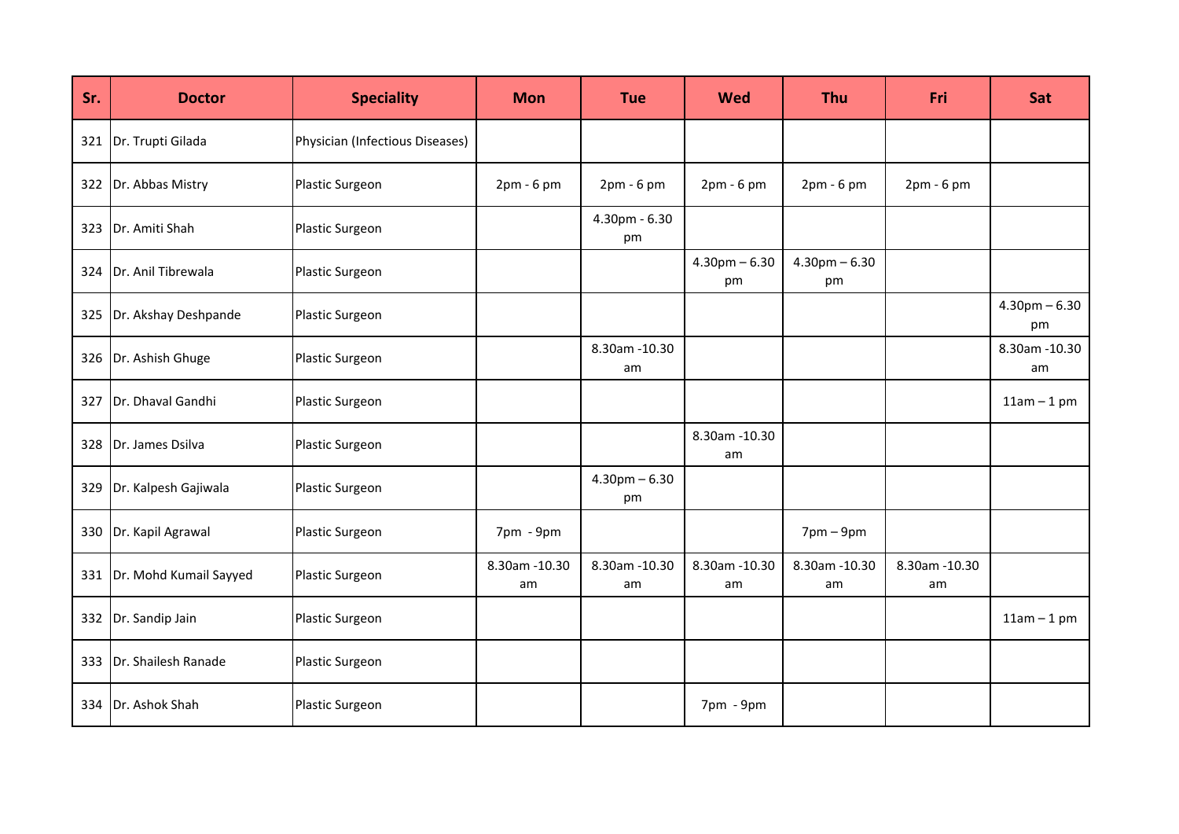| Sr. | Doctor | Speciality | Mon | Tue | Wed | Thu | Fri | Sat |
|---|---|---|---|---|---|---|---|---|
| 321 | Dr. Trupti Gilada | Physician (Infectious Diseases) | | | | | | |
| 322 | Dr. Abbas Mistry | Plastic Surgeon | 2pm - 6 pm | 2pm - 6 pm | 2pm - 6 pm | 2pm - 6 pm | 2pm - 6 pm | |
| 323 | Dr. Amiti Shah | Plastic Surgeon | | 4.30pm - 6.30 pm | | | | |
| 324 | Dr. Anil Tibrewala | Plastic Surgeon | | | 4.30pm – 6.30 pm | 4.30pm – 6.30 pm | | |
| 325 | Dr. Akshay Deshpande | Plastic Surgeon | | | | | | 4.30pm – 6.30 pm |
| 326 | Dr. Ashish Ghuge | Plastic Surgeon | | 8.30am -10.30 am | | | | 8.30am -10.30 am |
| 327 | Dr. Dhaval Gandhi | Plastic Surgeon | | | | | | 11am – 1 pm |
| 328 | Dr. James Dsilva | Plastic Surgeon | | | 8.30am -10.30 am | | | |
| 329 | Dr. Kalpesh Gajiwala | Plastic Surgeon | | 4.30pm – 6.30 pm | | | | |
| 330 | Dr. Kapil Agrawal | Plastic Surgeon | 7pm - 9pm | | | 7pm – 9pm | | |
| 331 | Dr. Mohd Kumail Sayyed | Plastic Surgeon | 8.30am -10.30 am | 8.30am -10.30 am | 8.30am -10.30 am | 8.30am -10.30 am | 8.30am -10.30 am | |
| 332 | Dr. Sandip Jain | Plastic Surgeon | | | | | | 11am – 1 pm |
| 333 | Dr. Shailesh Ranade | Plastic Surgeon | | | | | | |
| 334 | Dr. Ashok Shah | Plastic Surgeon | | | 7pm - 9pm | | | |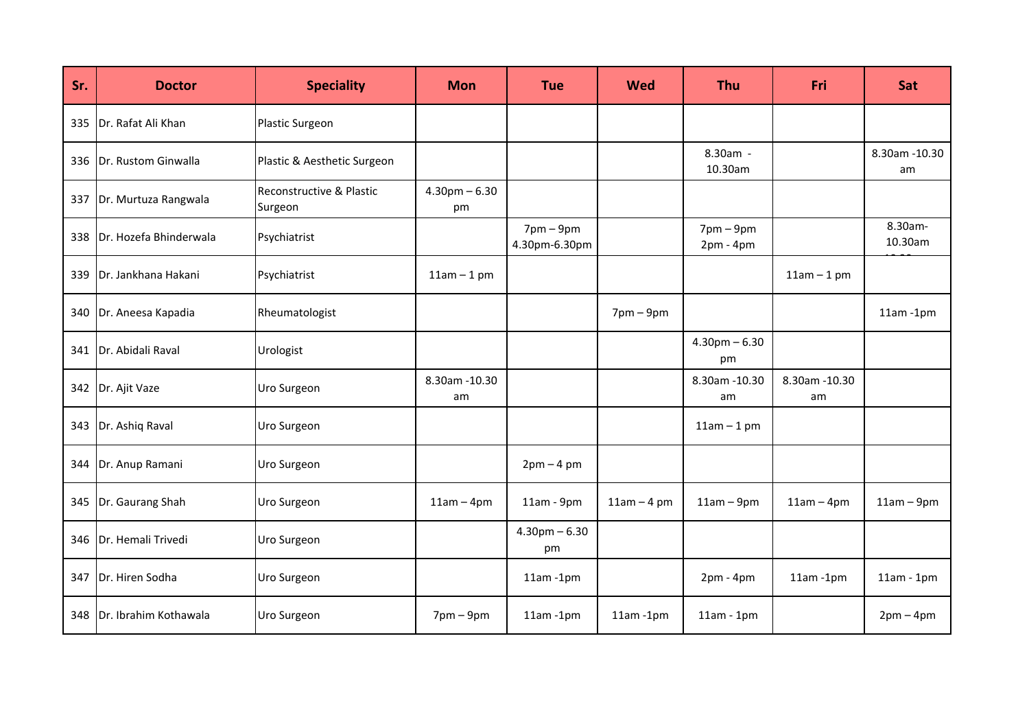| Sr. | Doctor | Speciality | Mon | Tue | Wed | Thu | Fri | Sat |
|---|---|---|---|---|---|---|---|---|
| 335 | Dr. Rafat Ali Khan | Plastic Surgeon | | | | | | |
| 336 | Dr. Rustom Ginwalla | Plastic & Aesthetic Surgeon | | | | 8.30am - 10.30am | | 8.30am -10.30 am |
| 337 | Dr. Murtuza Rangwala | Reconstructive & Plastic Surgeon | 4.30pm – 6.30 pm | | | | | |
| 338 | Dr. Hozefa Bhinderwala | Psychiatrist | | 7pm – 9pm 4.30pm-6.30pm | | 7pm – 9pm 2pm - 4pm | | 8.30am-10.30am |
| 339 | Dr. Jankhana Hakani | Psychiatrist | 11am – 1 pm | | | | 11am – 1 pm | |
| 340 | Dr. Aneesa Kapadia | Rheumatologist | | | 7pm – 9pm | | | 11am -1pm |
| 341 | Dr. Abidali Raval | Urologist | | | | 4.30pm – 6.30 pm | | |
| 342 | Dr. Ajit Vaze | Uro Surgeon | 8.30am -10.30 am | | | 8.30am -10.30 am | 8.30am -10.30 am | |
| 343 | Dr. Ashiq Raval | Uro Surgeon | | | | 11am – 1 pm | | |
| 344 | Dr. Anup Ramani | Uro Surgeon | | 2pm – 4 pm | | | | |
| 345 | Dr. Gaurang Shah | Uro Surgeon | 11am – 4pm | 11am - 9pm | 11am – 4 pm | 11am – 9pm | 11am – 4pm | 11am – 9pm |
| 346 | Dr. Hemali Trivedi | Uro Surgeon | | 4.30pm – 6.30 pm | | | | |
| 347 | Dr. Hiren Sodha | Uro Surgeon | | 11am -1pm | | 2pm - 4pm | 11am -1pm | 11am - 1pm |
| 348 | Dr. Ibrahim Kothawala | Uro Surgeon | 7pm – 9pm | 11am -1pm | 11am -1pm | 11am - 1pm | | 2pm – 4pm |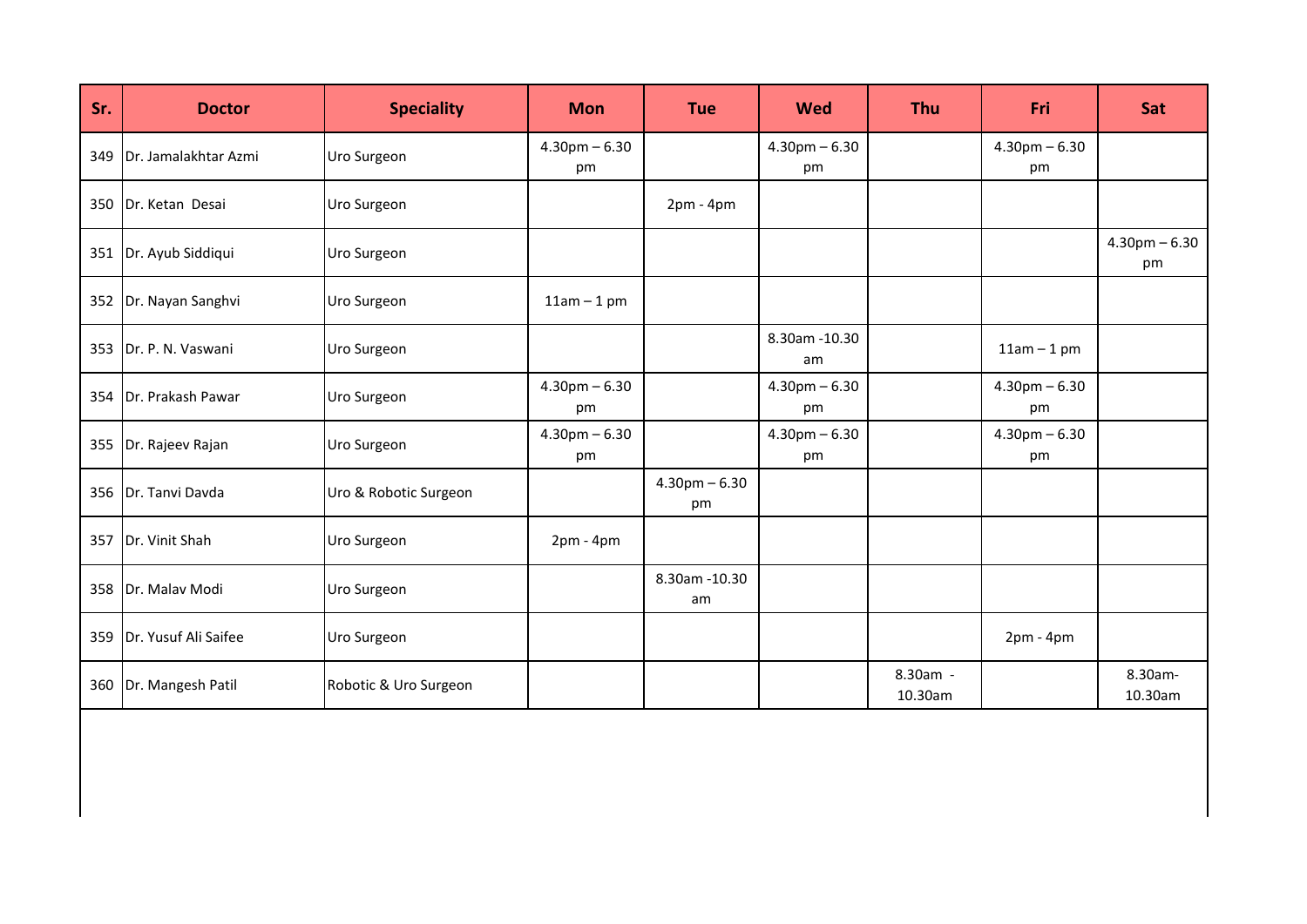| Sr. | Doctor | Speciality | Mon | Tue | Wed | Thu | Fri | Sat |
|---|---|---|---|---|---|---|---|---|
| 349 | Dr. Jamalakhtar Azmi | Uro Surgeon | 4.30pm – 6.30 pm | | 4.30pm – 6.30 pm | | 4.30pm – 6.30 pm | |
| 350 | Dr. Ketan Desai | Uro Surgeon | | 2pm - 4pm | | | | |
| 351 | Dr. Ayub Siddiqui | Uro Surgeon | | | | | | 4.30pm – 6.30 pm |
| 352 | Dr. Nayan Sanghvi | Uro Surgeon | 11am – 1 pm | | | | | |
| 353 | Dr. P. N. Vaswani | Uro Surgeon | | | 8.30am -10.30 am | | 11am – 1 pm | |
| 354 | Dr. Prakash Pawar | Uro Surgeon | 4.30pm – 6.30 pm | | 4.30pm – 6.30 pm | | 4.30pm – 6.30 pm | |
| 355 | Dr. Rajeev Rajan | Uro Surgeon | 4.30pm – 6.30 pm | | 4.30pm – 6.30 pm | | 4.30pm – 6.30 pm | |
| 356 | Dr. Tanvi Davda | Uro & Robotic Surgeon | | 4.30pm – 6.30 pm | | | | |
| 357 | Dr. Vinit Shah | Uro Surgeon | 2pm - 4pm | | | | | |
| 358 | Dr. Malav Modi | Uro Surgeon | | 8.30am -10.30 am | | | | |
| 359 | Dr. Yusuf Ali Saifee | Uro Surgeon | | | | | 2pm - 4pm | |
| 360 | Dr. Mangesh Patil | Robotic & Uro Surgeon | | | | 8.30am - 10.30am | | 8.30am- 10.30am |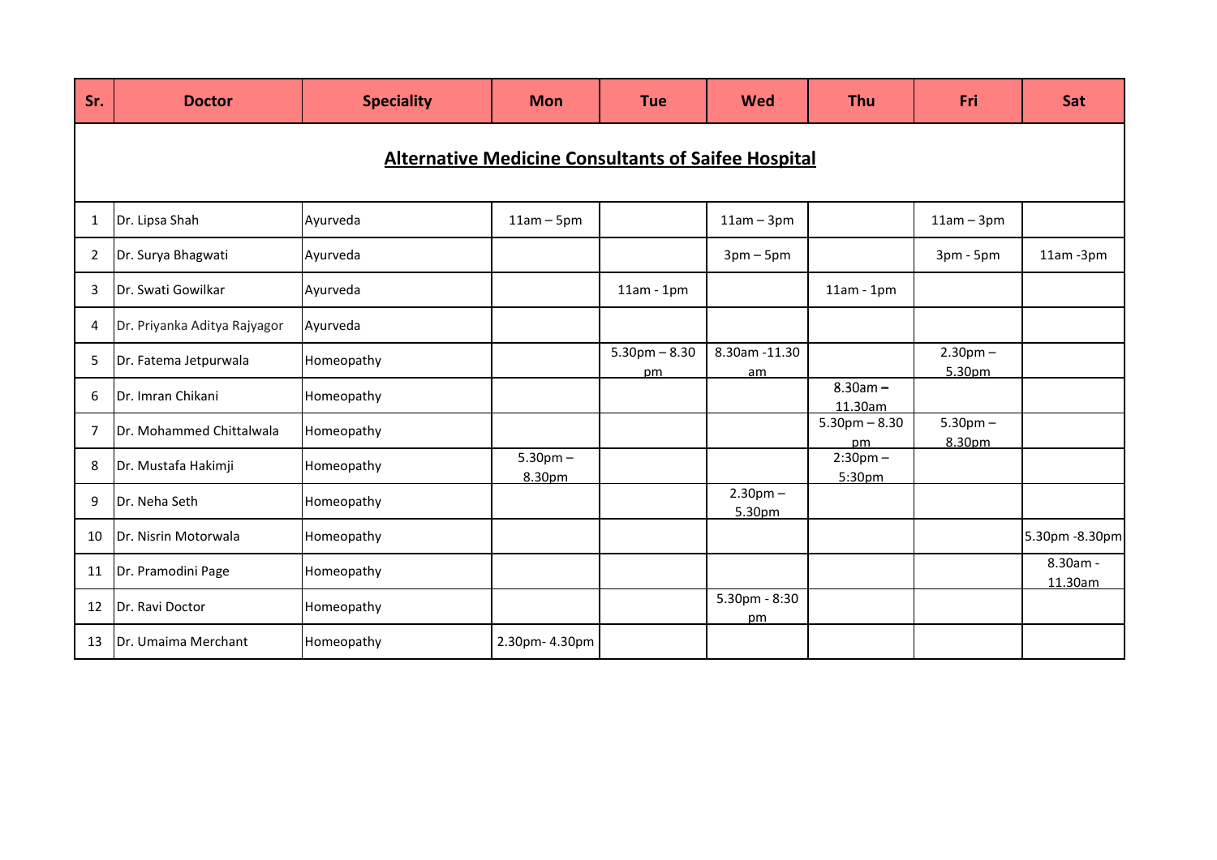| Sr. | Doctor | Speciality | Mon | Tue | Wed | Thu | Fri | Sat |
|---|---|---|---|---|---|---|---|---|
| **Alternative Medicine Consultants of Saifee Hospital** | | | | | | | | |
| 1 | Dr. Lipsa Shah | Ayurveda | 11am – 5pm | | 11am – 3pm | | 11am – 3pm | |
| 2 | Dr. Surya Bhagwati | Ayurveda | | | 3pm – 5pm | | 3pm - 5pm | 11am -3pm |
| 3 | Dr. Swati Gowilkar | Ayurveda | | 11am - 1pm | | 11am - 1pm | | |
| 4 | Dr. Priyanka Aditya Rajyagor | Ayurveda | | | | | | |
| 5 | Dr. Fatema Jetpurwala | Homeopathy | | 5.30pm – 8.30 pm | 8.30am -11.30 am | | 2.30pm – 5.30pm | |
| 6 | Dr. Imran Chikani | Homeopathy | | | | 8.30am – 11.30am | | |
| 7 | Dr. Mohammed Chittalwala | Homeopathy | | | | 5.30pm – 8.30 pm | 5.30pm – 8.30pm | |
| 8 | Dr. Mustafa Hakimji | Homeopathy | 5.30pm – 8.30pm | | | 2:30pm – 5:30pm | | |
| 9 | Dr. Neha Seth | Homeopathy | | | 2.30pm – 5.30pm | | | |
| 10 | Dr. Nisrin Motorwala | Homeopathy | | | | | | 5.30pm -8.30pm |
| 11 | Dr. Pramodini Page | Homeopathy | | | | | | 8.30am - 11.30am |
| 12 | Dr. Ravi Doctor | Homeopathy | | | 5.30pm - 8:30 pm | | | |
| 13 | Dr. Umaima Merchant | Homeopathy | 2.30pm- 4.30pm | | | | | |